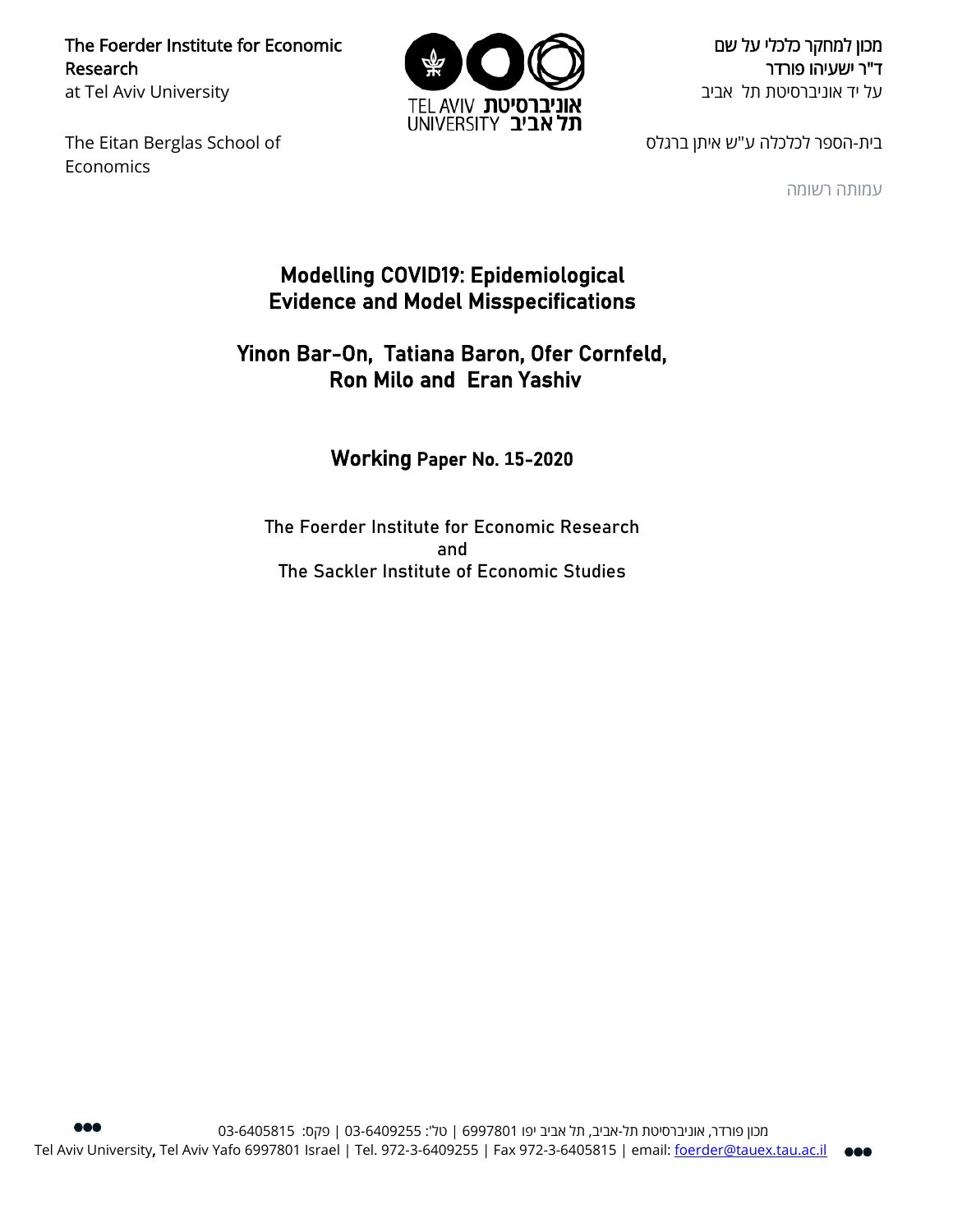The Foerder Institute for Economic Research
at Tel Aviv University

מכון למחקר כלכלי על שם
ד"ר ישעיהו פורדר
על יד אוניברסיטת תל אביב

The Eitan Berglas School of Economics

בית-הספר לכלכלה ע"ש איתן ברגלס

עמותה רשומה

# Modelling COVID19: Epidemiological Evidence and Model Misspecifications

## Yinon Bar-On, Tatiana Baron, Ofer Cornfeld, Ron Milo and Eran Yashiv

### Working Paper No. 15-2020

The Foerder Institute for Economic Research
and
The Sackler Institute of Economic Studies

מכון פורדר, אוניברסיטת תל-אביב, תל אביב יפו 6997801 | טל': 03-6409255 | פקס: 03-6405815
Tel Aviv University, Tel Aviv Yafo 6997801 Israel | Tel. 972-3-6409255 | Fax 972-3-6405815 | email: foerder@tauex.tau.ac.il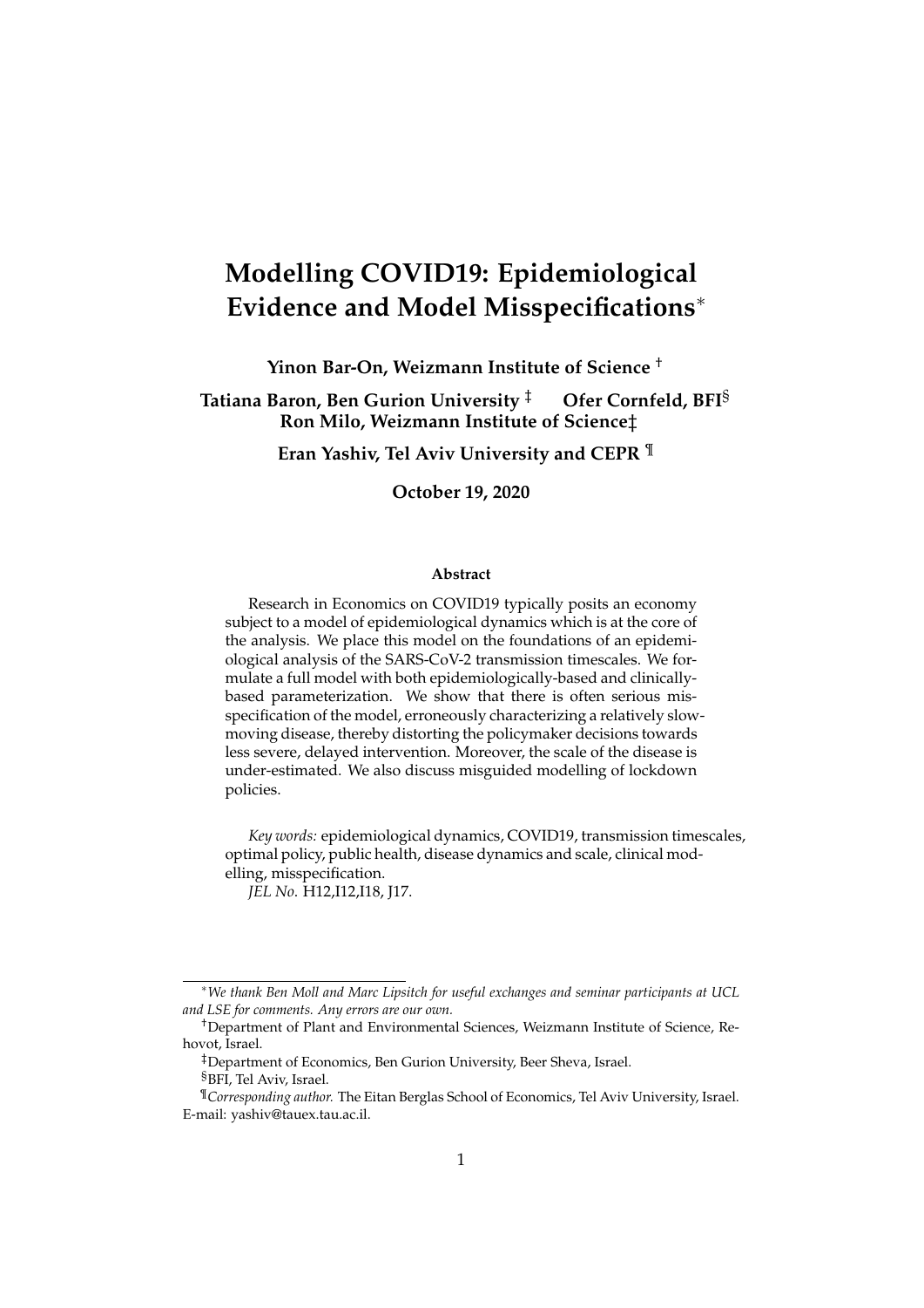# Modelling COVID19: Epidemiological Evidence and Model Misspecifications*

**Yinon Bar-On, Weizmann Institute of Science †**

**Tatiana Baron, Ben Gurion University ‡ Ofer Cornfeld, BFI§**
**Ron Milo, Weizmann Institute of Science‡**

**Eran Yashiv, Tel Aviv University and CEPR ¶**

**October 19, 2020**

### Abstract

Research in Economics on COVID19 typically posits an economy subject to a model of epidemiological dynamics which is at the core of the analysis. We place this model on the foundations of an epidemiological analysis of the SARS-CoV-2 transmission timescales. We formulate a full model with both epidemiologically-based and clinically-based parameterization. We show that there is often serious misspecification of the model, erroneously characterizing a relatively slow-moving disease, thereby distorting the policymaker decisions towards less severe, delayed intervention. Moreover, the scale of the disease is under-estimated. We also discuss misguided modelling of lockdown policies.

*Key words:* epidemiological dynamics, COVID19, transmission timescales, optimal policy, public health, disease dynamics and scale, clinical modelling, misspecification.
*JEL No.* H12,I12,I18, J17.

---

*We thank Ben Moll and Marc Lipsitch for useful exchanges and seminar participants at UCL and LSE for comments. Any errors are our own.*

†Department of Plant and Environmental Sciences, Weizmann Institute of Science, Rehovot, Israel.

‡Department of Economics, Ben Gurion University, Beer Sheva, Israel.

§BFI, Tel Aviv, Israel.

¶*Corresponding author.* The Eitan Berglas School of Economics, Tel Aviv University, Israel. E-mail: yashiv@tauex.tau.ac.il.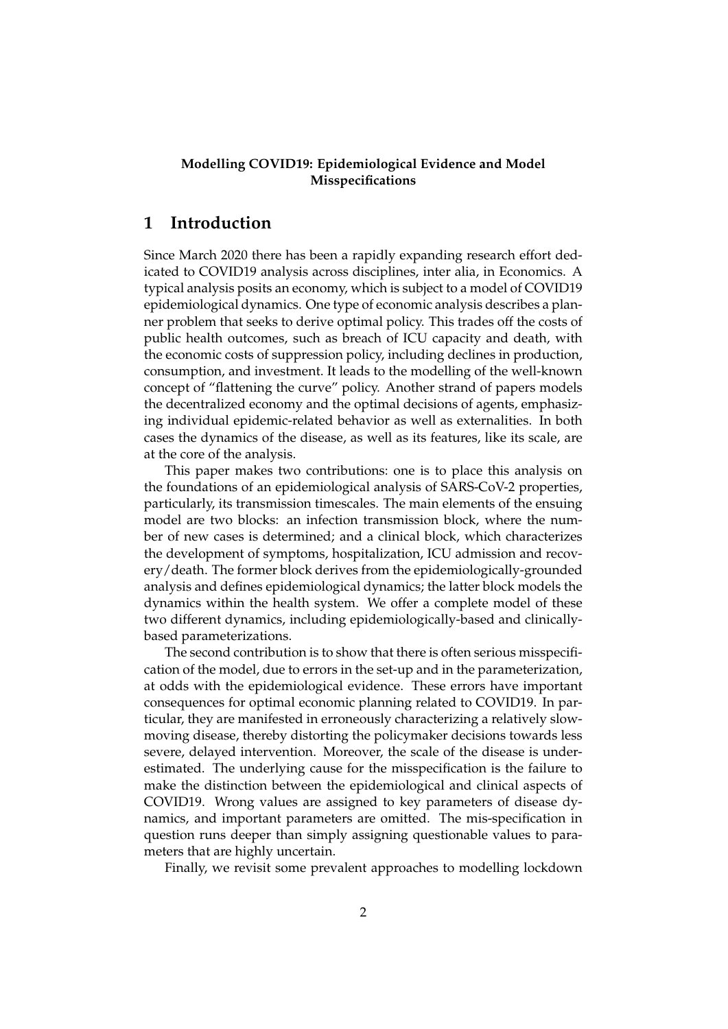**Modelling COVID19: Epidemiological Evidence and Model Misspecifications**

# 1 Introduction

Since March 2020 there has been a rapidly expanding research effort dedicated to COVID19 analysis across disciplines, inter alia, in Economics. A typical analysis posits an economy, which is subject to a model of COVID19 epidemiological dynamics. One type of economic analysis describes a planner problem that seeks to derive optimal policy. This trades off the costs of public health outcomes, such as breach of ICU capacity and death, with the economic costs of suppression policy, including declines in production, consumption, and investment. It leads to the modelling of the well-known concept of "flattening the curve" policy. Another strand of papers models the decentralized economy and the optimal decisions of agents, emphasizing individual epidemic-related behavior as well as externalities. In both cases the dynamics of the disease, as well as its features, like its scale, are at the core of the analysis.

This paper makes two contributions: one is to place this analysis on the foundations of an epidemiological analysis of SARS-CoV-2 properties, particularly, its transmission timescales. The main elements of the ensuing model are two blocks: an infection transmission block, where the number of new cases is determined; and a clinical block, which characterizes the development of symptoms, hospitalization, ICU admission and recovery/death. The former block derives from the epidemiologically-grounded analysis and defines epidemiological dynamics; the latter block models the dynamics within the health system. We offer a complete model of these two different dynamics, including epidemiologically-based and clinically-based parameterizations.

The second contribution is to show that there is often serious misspecification of the model, due to errors in the set-up and in the parameterization, at odds with the epidemiological evidence. These errors have important consequences for optimal economic planning related to COVID19. In particular, they are manifested in erroneously characterizing a relatively slow-moving disease, thereby distorting the policymaker decisions towards less severe, delayed intervention. Moreover, the scale of the disease is underestimated. The underlying cause for the misspecification is the failure to make the distinction between the epidemiological and clinical aspects of COVID19. Wrong values are assigned to key parameters of disease dynamics, and important parameters are omitted. The mis-specification in question runs deeper than simply assigning questionable values to parameters that are highly uncertain.

Finally, we revisit some prevalent approaches to modelling lockdown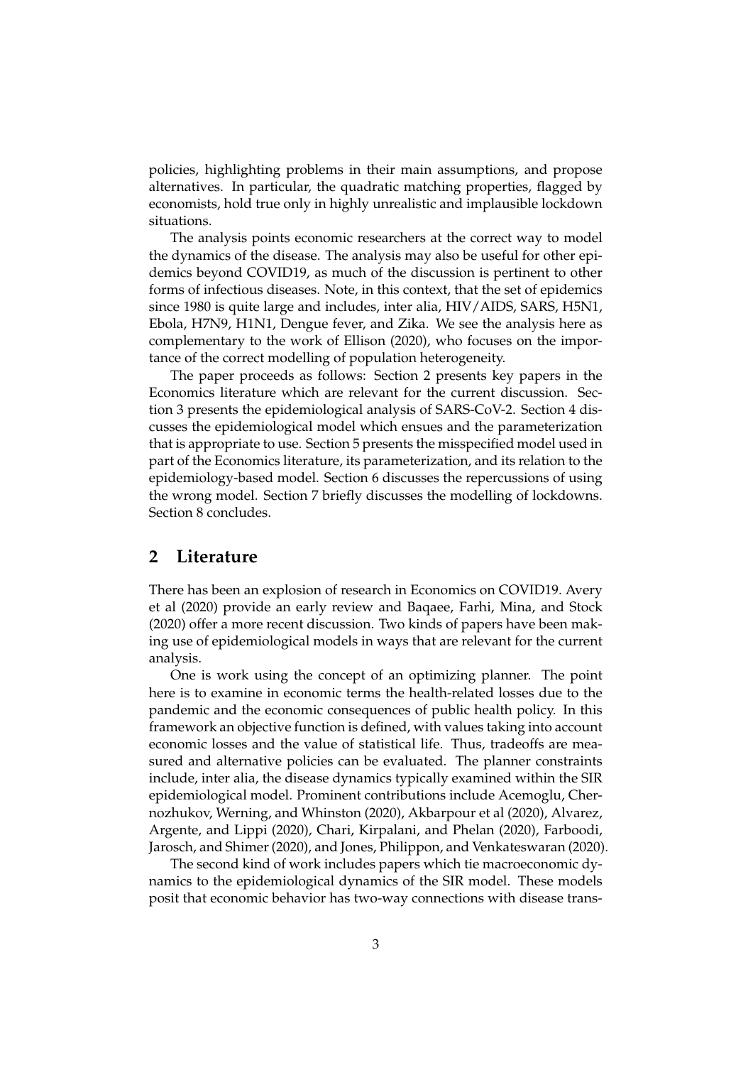policies, highlighting problems in their main assumptions, and propose alternatives. In particular, the quadratic matching properties, flagged by economists, hold true only in highly unrealistic and implausible lockdown situations.

The analysis points economic researchers at the correct way to model the dynamics of the disease. The analysis may also be useful for other epidemics beyond COVID19, as much of the discussion is pertinent to other forms of infectious diseases. Note, in this context, that the set of epidemics since 1980 is quite large and includes, inter alia, HIV/AIDS, SARS, H5N1, Ebola, H7N9, H1N1, Dengue fever, and Zika. We see the analysis here as complementary to the work of Ellison (2020), who focuses on the importance of the correct modelling of population heterogeneity.

The paper proceeds as follows: Section 2 presents key papers in the Economics literature which are relevant for the current discussion. Section 3 presents the epidemiological analysis of SARS-CoV-2. Section 4 discusses the epidemiological model which ensues and the parameterization that is appropriate to use. Section 5 presents the misspecified model used in part of the Economics literature, its parameterization, and its relation to the epidemiology-based model. Section 6 discusses the repercussions of using the wrong model. Section 7 briefly discusses the modelling of lockdowns. Section 8 concludes.

## 2 Literature

There has been an explosion of research in Economics on COVID19. Avery et al (2020) provide an early review and Baqaee, Farhi, Mina, and Stock (2020) offer a more recent discussion. Two kinds of papers have been making use of epidemiological models in ways that are relevant for the current analysis.

One is work using the concept of an optimizing planner. The point here is to examine in economic terms the health-related losses due to the pandemic and the economic consequences of public health policy. In this framework an objective function is defined, with values taking into account economic losses and the value of statistical life. Thus, tradeoffs are measured and alternative policies can be evaluated. The planner constraints include, inter alia, the disease dynamics typically examined within the SIR epidemiological model. Prominent contributions include Acemoglu, Chernozhukov, Werning, and Whinston (2020), Akbarpour et al (2020), Alvarez, Argente, and Lippi (2020), Chari, Kirpalani, and Phelan (2020), Farboodi, Jarosch, and Shimer (2020), and Jones, Philippon, and Venkateswaran (2020).

The second kind of work includes papers which tie macroeconomic dynamics to the epidemiological dynamics of the SIR model. These models posit that economic behavior has two-way connections with disease trans-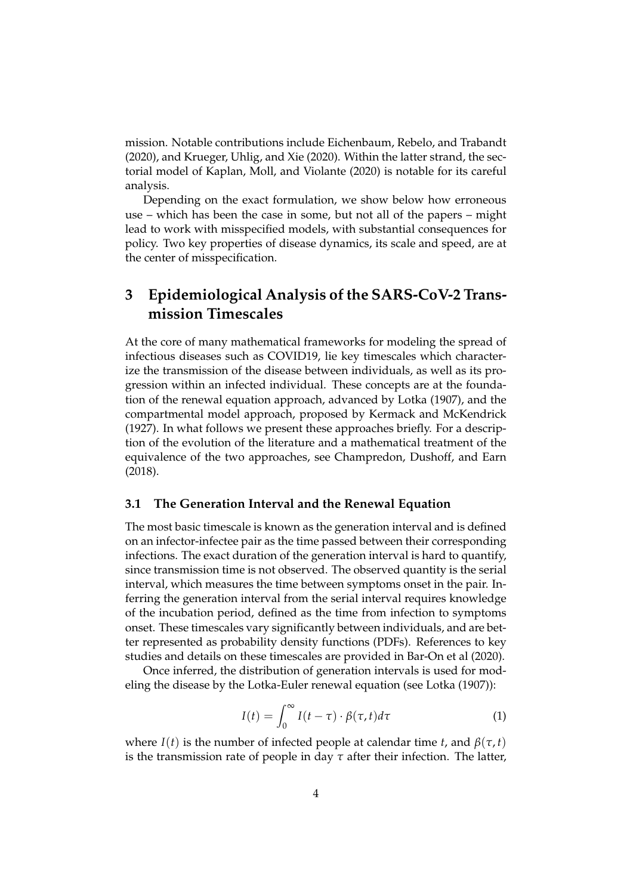mission. Notable contributions include Eichenbaum, Rebelo, and Trabandt (2020), and Krueger, Uhlig, and Xie (2020). Within the latter strand, the sectorial model of Kaplan, Moll, and Violante (2020) is notable for its careful analysis.

Depending on the exact formulation, we show below how erroneous use – which has been the case in some, but not all of the papers – might lead to work with misspecified models, with substantial consequences for policy. Two key properties of disease dynamics, its scale and speed, are at the center of misspecification.

# 3 Epidemiological Analysis of the SARS-CoV-2 Transmission Timescales

At the core of many mathematical frameworks for modeling the spread of infectious diseases such as COVID19, lie key timescales which characterize the transmission of the disease between individuals, as well as its progression within an infected individual. These concepts are at the foundation of the renewal equation approach, advanced by Lotka (1907), and the compartmental model approach, proposed by Kermack and McKendrick (1927). In what follows we present these approaches briefly. For a description of the evolution of the literature and a mathematical treatment of the equivalence of the two approaches, see Champredon, Dushoff, and Earn (2018).

## 3.1 The Generation Interval and the Renewal Equation

The most basic timescale is known as the generation interval and is defined on an infector-infectee pair as the time passed between their corresponding infections. The exact duration of the generation interval is hard to quantify, since transmission time is not observed. The observed quantity is the serial interval, which measures the time between symptoms onset in the pair. Inferring the generation interval from the serial interval requires knowledge of the incubation period, defined as the time from infection to symptoms onset. These timescales vary significantly between individuals, and are better represented as probability density functions (PDFs). References to key studies and details on these timescales are provided in Bar-On et al (2020).

Once inferred, the distribution of generation intervals is used for modeling the disease by the Lotka-Euler renewal equation (see Lotka (1907)):

$$I(t) = \int_0^\infty I(t-\tau) \cdot \beta(\tau, t) d\tau \tag{1}$$

where $I(t)$ is the number of infected people at calendar time $t$, and $\beta(\tau, t)$ is the transmission rate of people in day $\tau$ after their infection. The latter,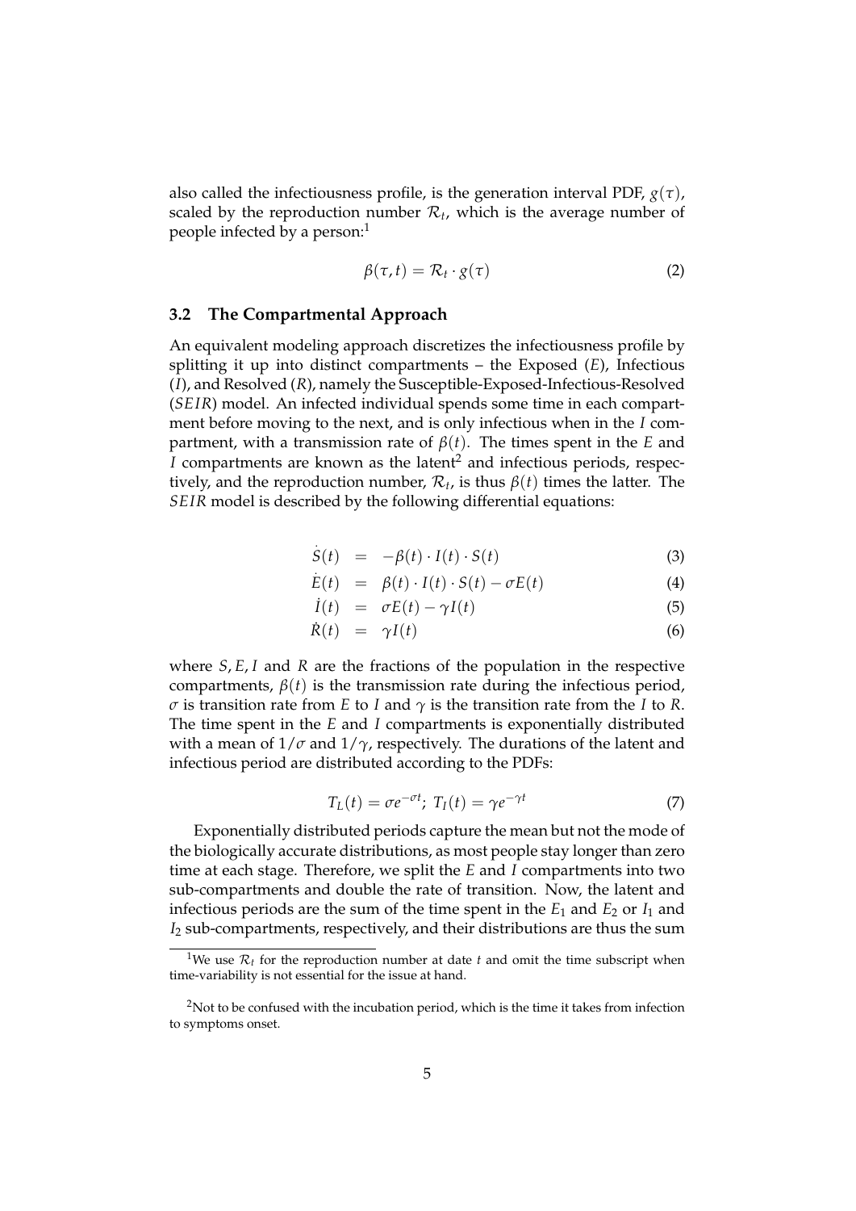also called the infectiousness profile, is the generation interval PDF, $g(\tau)$, scaled by the reproduction number $\mathcal{R}_t$, which is the average number of people infected by a person:[1]

$$\beta(\tau, t) = \mathcal{R}_t \cdot g(\tau) \tag{2}$$

### 3.2 The Compartmental Approach

An equivalent modeling approach discretizes the infectiousness profile by splitting it up into distinct compartments – the Exposed ($E$), Infectious ($I$), and Resolved ($R$), namely the Susceptible-Exposed-Infectious-Resolved ($SEIR$) model. An infected individual spends some time in each compartment before moving to the next, and is only infectious when in the $I$ compartment, with a transmission rate of $\beta(t)$. The times spent in the $E$ and $I$ compartments are known as the latent[2] and infectious periods, respectively, and the reproduction number, $\mathcal{R}_t$, is thus $\beta(t)$ times the latter. The $SEIR$ model is described by the following differential equations:

$$\dot{S}(t) = -\beta(t) \cdot I(t) \cdot S(t) \tag{3}$$

$$\dot{E}(t) = \beta(t) \cdot I(t) \cdot S(t) - \sigma E(t) \tag{4}$$

$$\dot{I}(t) = \sigma E(t) - \gamma I(t) \tag{5}$$

$$\dot{R}(t) = \gamma I(t) \tag{6}$$

where $S, E, I$ and $R$ are the fractions of the population in the respective compartments, $\beta(t)$ is the transmission rate during the infectious period, $\sigma$ is transition rate from $E$ to $I$ and $\gamma$ is the transition rate from the $I$ to $R$. The time spent in the $E$ and $I$ compartments is exponentially distributed with a mean of $1/\sigma$ and $1/\gamma$, respectively. The durations of the latent and infectious period are distributed according to the PDFs:

$$T_L(t) = \sigma e^{-\sigma t}; \; T_I(t) = \gamma e^{-\gamma t} \tag{7}$$

Exponentially distributed periods capture the mean but not the mode of the biologically accurate distributions, as most people stay longer than zero time at each stage. Therefore, we split the $E$ and $I$ compartments into two sub-compartments and double the rate of transition. Now, the latent and infectious periods are the sum of the time spent in the $E_1$ and $E_2$ or $I_1$ and $I_2$ sub-compartments, respectively, and their distributions are thus the sum

---

[1] We use $\mathcal{R}_t$ for the reproduction number at date $t$ and omit the time subscript when time-variability is not essential for the issue at hand.

[2] Not to be confused with the incubation period, which is the time it takes from infection to symptoms onset.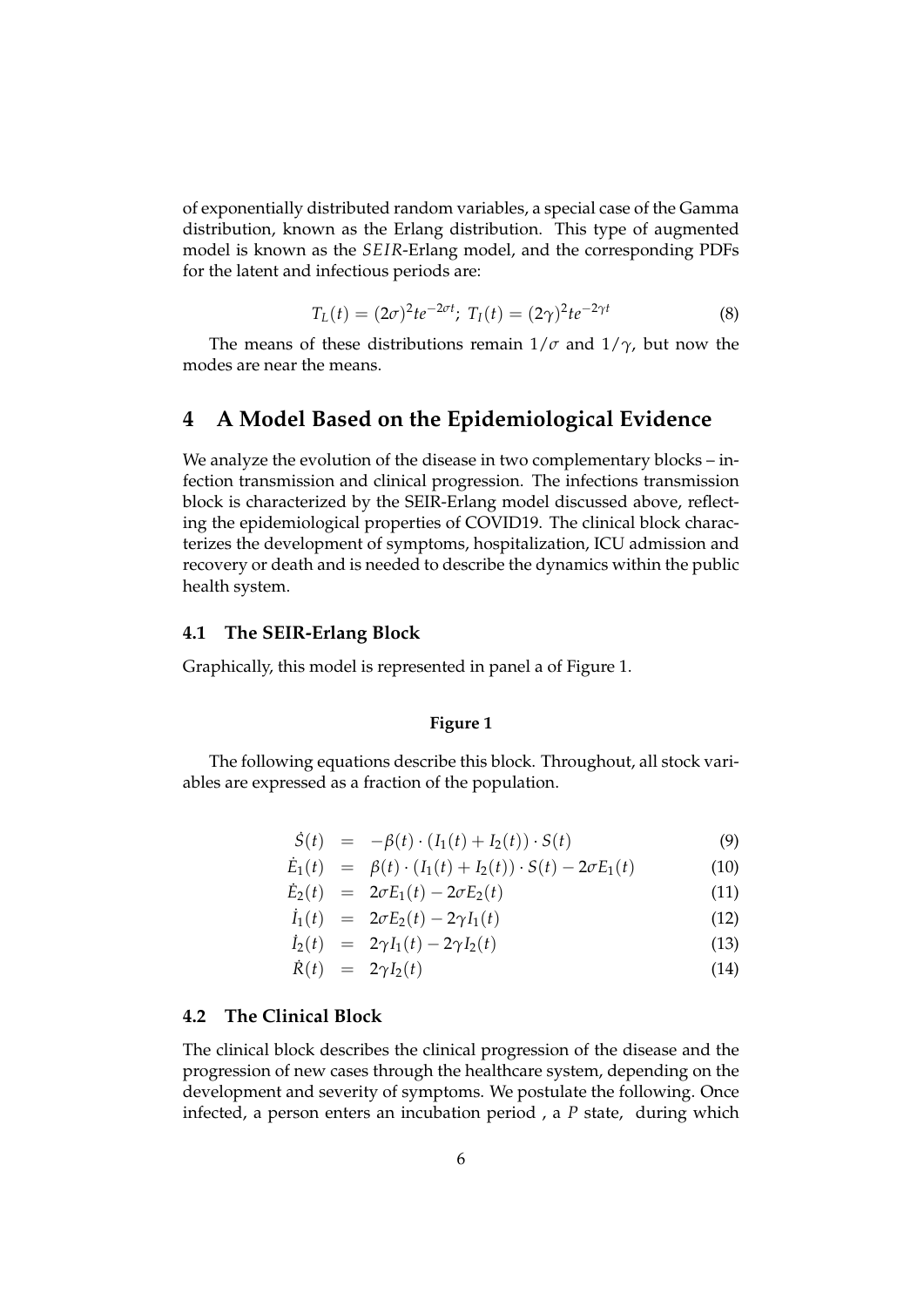of exponentially distributed random variables, a special case of the Gamma distribution, known as the Erlang distribution. This type of augmented model is known as the $SEIR$-Erlang model, and the corresponding PDFs for the latent and infectious periods are:

$$T_L(t) = (2\sigma)^2 te^{-2\sigma t};\ T_I(t) = (2\gamma)^2 te^{-2\gamma t} \tag{8}$$

The means of these distributions remain $1/\sigma$ and $1/\gamma$, but now the modes are near the means.

# 4 A Model Based on the Epidemiological Evidence

We analyze the evolution of the disease in two complementary blocks – infection transmission and clinical progression. The infections transmission block is characterized by the SEIR-Erlang model discussed above, reflecting the epidemiological properties of COVID19. The clinical block characterizes the development of symptoms, hospitalization, ICU admission and recovery or death and is needed to describe the dynamics within the public health system.

## 4.1 The SEIR-Erlang Block

Graphically, this model is represented in panel a of Figure 1.

**Figure 1**

The following equations describe this block. Throughout, all stock variables are expressed as a fraction of the population.

$$\dot{S}(t) = -\beta(t) \cdot (I_1(t) + I_2(t)) \cdot S(t) \tag{9}$$

$$\dot{E}_1(t) = \beta(t) \cdot (I_1(t) + I_2(t)) \cdot S(t) - 2\sigma E_1(t) \tag{10}$$

$$\dot{E}_2(t) = 2\sigma E_1(t) - 2\sigma E_2(t) \tag{11}$$

$$\dot{I}_1(t) = 2\sigma E_2(t) - 2\gamma I_1(t) \tag{12}$$

$$\dot{I}_2(t) = 2\gamma I_1(t) - 2\gamma I_2(t) \tag{13}$$

$$\dot{R}(t) = 2\gamma I_2(t) \tag{14}$$

## 4.2 The Clinical Block

The clinical block describes the clinical progression of the disease and the progression of new cases through the healthcare system, depending on the development and severity of symptoms. We postulate the following. Once infected, a person enters an incubation period , a $P$ state, during which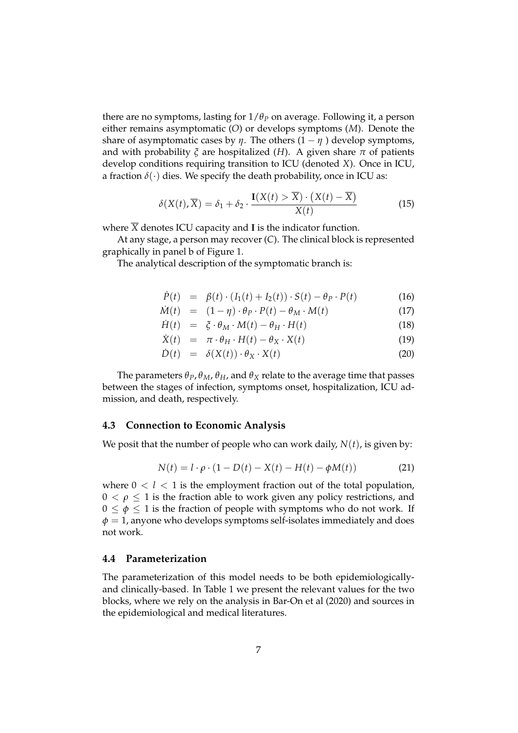there are no symptoms, lasting for $1/\theta_P$ on average. Following it, a person either remains asymptomatic ($O$) or develops symptoms ($M$). Denote the share of asymptomatic cases by $\eta$. The others $(1 - \eta)$ develop symptoms, and with probability $\xi$ are hospitalized ($H$). A given share $\pi$ of patients develop conditions requiring transition to ICU (denoted $X$). Once in ICU, a fraction $\delta(\cdot)$ dies. We specify the death probability, once in ICU as:

$$\delta(X(t), \overline{X}) = \delta_1 + \delta_2 \cdot \frac{\mathbf{I}(X(t) > \overline{X}) \cdot \left(X(t) - \overline{X}\right)}{X(t)} \tag{15}$$

where $\overline{X}$ denotes ICU capacity and $\mathbf{I}$ is the indicator function.

At any stage, a person may recover ($C$). The clinical block is represented graphically in panel b of Figure 1.

The analytical description of the symptomatic branch is:

$$\dot{P}(t) = \beta(t) \cdot (I_1(t) + I_2(t)) \cdot S(t) - \theta_P \cdot P(t) \tag{16}$$

$$\dot{M}(t) = (1 - \eta) \cdot \theta_P \cdot P(t) - \theta_M \cdot M(t) \tag{17}$$

$$\dot{H}(t) = \xi \cdot \theta_M \cdot M(t) - \theta_H \cdot H(t) \tag{18}$$

$$\dot{X}(t) = \pi \cdot \theta_H \cdot H(t) - \theta_X \cdot X(t) \tag{19}$$

$$\dot{D}(t) = \delta(X(t)) \cdot \theta_X \cdot X(t) \tag{20}$$

The parameters $\theta_P, \theta_M, \theta_H$, and $\theta_X$ relate to the average time that passes between the stages of infection, symptoms onset, hospitalization, ICU admission, and death, respectively.

### 4.3 Connection to Economic Analysis

We posit that the number of people who can work daily, $N(t)$, is given by:

$$N(t) = l \cdot \rho \cdot (1 - D(t) - X(t) - H(t) - \phi M(t)) \tag{21}$$

where $0 < l < 1$ is the employment fraction out of the total population, $0 < \rho \leq 1$ is the fraction able to work given any policy restrictions, and $0 \leq \phi \leq 1$ is the fraction of people with symptoms who do not work. If $\phi = 1$, anyone who develops symptoms self-isolates immediately and does not work.

### 4.4 Parameterization

The parameterization of this model needs to be both epidemiologically- and clinically-based. In Table 1 we present the relevant values for the two blocks, where we rely on the analysis in Bar-On et al (2020) and sources in the epidemiological and medical literatures.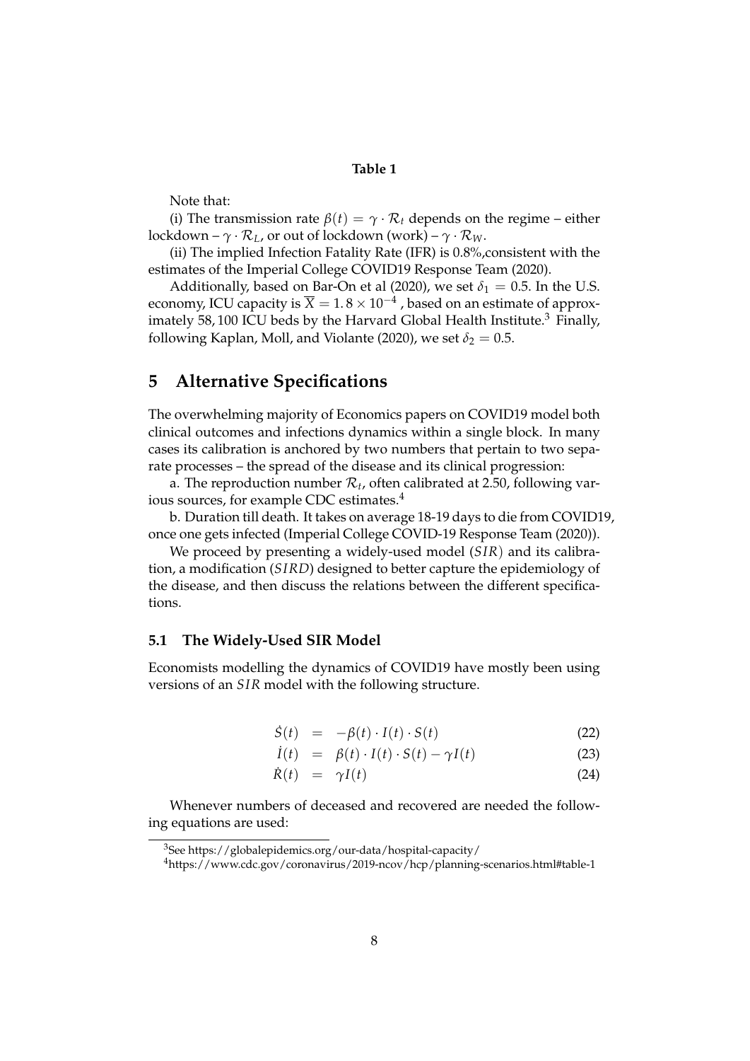**Table 1**

Note that:

(i) The transmission rate $\beta(t) = \gamma \cdot \mathcal{R}_t$ depends on the regime – either lockdown – $\gamma \cdot \mathcal{R}_L$, or out of lockdown (work) – $\gamma \cdot \mathcal{R}_W$.

(ii) The implied Infection Fatality Rate (IFR) is 0.8%,consistent with the estimates of the Imperial College COVID19 Response Team (2020).

Additionally, based on Bar-On et al (2020), we set $\delta_1 = 0.5$. In the U.S. economy, ICU capacity is $\overline{X} = 1.8 \times 10^{-4}$ , based on an estimate of approximately 58, 100 ICU beds by the Harvard Global Health Institute.[3] Finally, following Kaplan, Moll, and Violante (2020), we set $\delta_2 = 0.5$.

# 5 Alternative Specifications

The overwhelming majority of Economics papers on COVID19 model both clinical outcomes and infections dynamics within a single block. In many cases its calibration is anchored by two numbers that pertain to two separate processes – the spread of the disease and its clinical progression:

a. The reproduction number $\mathcal{R}_t$, often calibrated at 2.50, following various sources, for example CDC estimates.[4]

b. Duration till death. It takes on average 18-19 days to die from COVID19, once one gets infected (Imperial College COVID-19 Response Team (2020)).

We proceed by presenting a widely-used model ($SIR$) and its calibration, a modification ($SIRD$) designed to better capture the epidemiology of the disease, and then discuss the relations between the different specifications.

## 5.1 The Widely-Used SIR Model

Economists modelling the dynamics of COVID19 have mostly been using versions of an $SIR$ model with the following structure.

$$\dot{S}(t) = -\beta(t) \cdot I(t) \cdot S(t) \tag{22}$$

$$\dot{I}(t) = \beta(t) \cdot I(t) \cdot S(t) - \gamma I(t) \tag{23}$$

$$\dot{R}(t) = \gamma I(t) \tag{24}$$

Whenever numbers of deceased and recovered are needed the following equations are used:

[3] See https://globalepidemics.org/our-data/hospital-capacity/

[4] https://www.cdc.gov/coronavirus/2019-ncov/hcp/planning-scenarios.html#table-1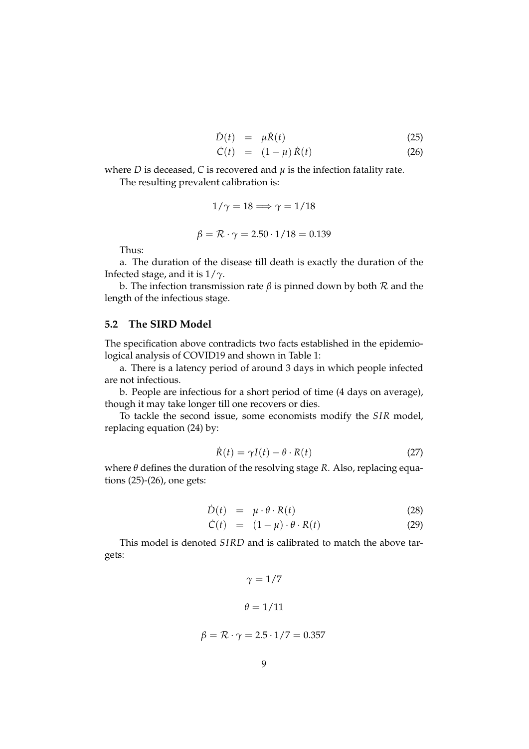$$\dot{D}(t) = \mu \dot{R}(t) \tag{25}$$

$$\dot{C}(t) = (1-\mu)\,\dot{R}(t) \tag{26}$$

where $D$ is deceased, $C$ is recovered and $\mu$ is the infection fatality rate.

The resulting prevalent calibration is:

$$1/\gamma = 18 \Longrightarrow \gamma = 1/18$$

$$\beta = \mathcal{R} \cdot \gamma = 2.50 \cdot 1/18 = 0.139$$

Thus:

a. The duration of the disease till death is exactly the duration of the Infected stage, and it is $1/\gamma$.

b. The infection transmission rate $\beta$ is pinned down by both $\mathcal{R}$ and the length of the infectious stage.

## 5.2 The SIRD Model

The specification above contradicts two facts established in the epidemiological analysis of COVID19 and shown in Table 1:

a. There is a latency period of around 3 days in which people infected are not infectious.

b. People are infectious for a short period of time (4 days on average), though it may take longer till one recovers or dies.

To tackle the second issue, some economists modify the $SIR$ model, replacing equation (24) by:

$$\dot{R}(t) = \gamma I(t) - \theta \cdot R(t) \tag{27}$$

where $\theta$ defines the duration of the resolving stage $R$. Also, replacing equations (25)-(26), one gets:

$$\dot{D}(t) = \mu \cdot \theta \cdot R(t) \tag{28}$$

$$\dot{C}(t) = (1-\mu) \cdot \theta \cdot R(t) \tag{29}$$

This model is denoted $SIRD$ and is calibrated to match the above targets:

$$\gamma = 1/7$$

$$\theta = 1/11$$

$$\beta = \mathcal{R} \cdot \gamma = 2.5 \cdot 1/7 = 0.357$$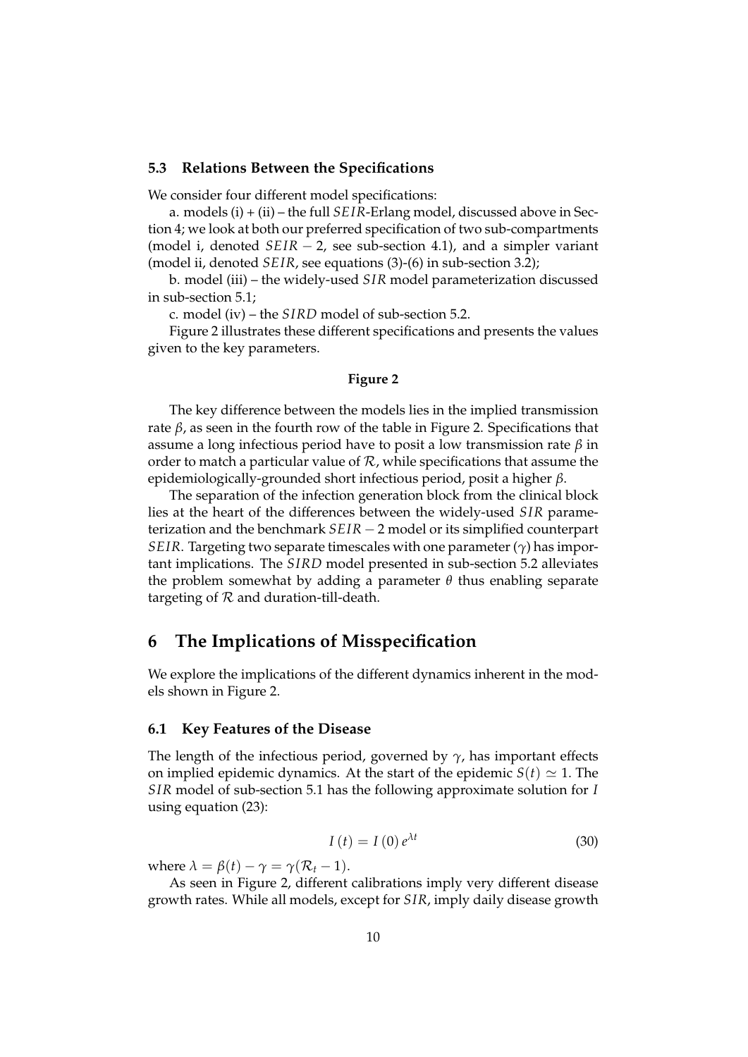### 5.3 Relations Between the Specifications

We consider four different model specifications:

a. models (i) + (ii) – the full $SEIR$-Erlang model, discussed above in Section 4; we look at both our preferred specification of two sub-compartments (model i, denoted $SEIR-2$, see sub-section 4.1), and a simpler variant (model ii, denoted $SEIR$, see equations (3)-(6) in sub-section 3.2);

b. model (iii) – the widely-used $SIR$ model parameterization discussed in sub-section 5.1;

c. model (iv) – the $SIRD$ model of sub-section 5.2.

Figure 2 illustrates these different specifications and presents the values given to the key parameters.

**Figure 2**

The key difference between the models lies in the implied transmission rate $\beta$, as seen in the fourth row of the table in Figure 2. Specifications that assume a long infectious period have to posit a low transmission rate $\beta$ in order to match a particular value of $\mathcal{R}$, while specifications that assume the epidemiologically-grounded short infectious period, posit a higher $\beta$.

The separation of the infection generation block from the clinical block lies at the heart of the differences between the widely-used $SIR$ parameterization and the benchmark $SEIR-2$ model or its simplified counterpart $SEIR$. Targeting two separate timescales with one parameter ($\gamma$) has important implications. The $SIRD$ model presented in sub-section 5.2 alleviates the problem somewhat by adding a parameter $\theta$ thus enabling separate targeting of $\mathcal{R}$ and duration-till-death.

# 6 The Implications of Misspecification

We explore the implications of the different dynamics inherent in the models shown in Figure 2.

## 6.1 Key Features of the Disease

The length of the infectious period, governed by $\gamma$, has important effects on implied epidemic dynamics. At the start of the epidemic $S(t) \simeq 1$. The $SIR$ model of sub-section 5.1 has the following approximate solution for $I$ using equation (23):

$$I(t) = I(0)\,e^{\lambda t} \tag{30}$$

where $\lambda = \beta(t) - \gamma = \gamma(\mathcal{R}_t - 1)$.

As seen in Figure 2, different calibrations imply very different disease growth rates. While all models, except for $SIR$, imply daily disease growth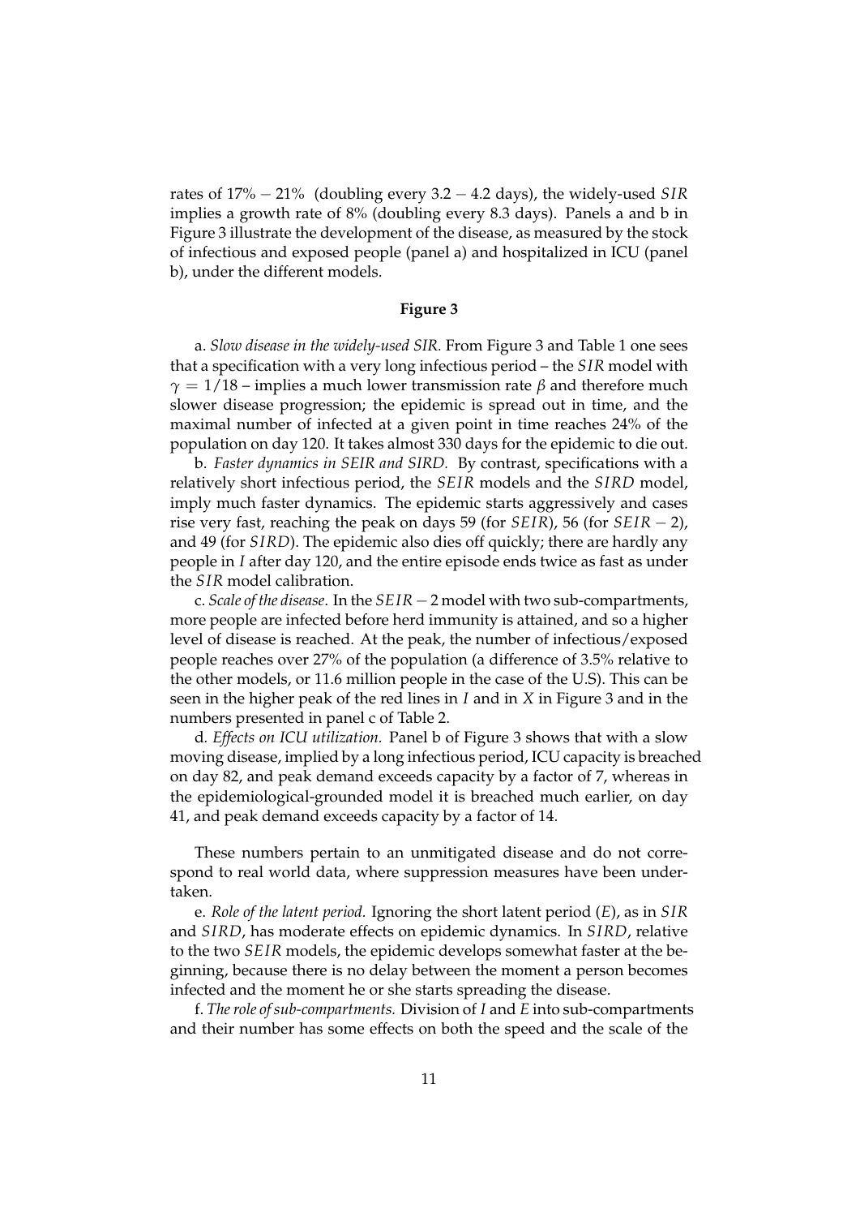rates of $17\% - 21\%$ (doubling every $3.2 - 4.2$ days), the widely-used *SIR* implies a growth rate of 8% (doubling every 8.3 days). Panels a and b in Figure 3 illustrate the development of the disease, as measured by the stock of infectious and exposed people (panel a) and hospitalized in ICU (panel b), under the different models.

**Figure 3**

a. *Slow disease in the widely-used SIR.* From Figure 3 and Table 1 one sees that a specification with a very long infectious period – the *SIR* model with $\gamma = 1/18$ – implies a much lower transmission rate $\beta$ and therefore much slower disease progression; the epidemic is spread out in time, and the maximal number of infected at a given point in time reaches 24% of the population on day 120. It takes almost 330 days for the epidemic to die out.

b. *Faster dynamics in SEIR and SIRD.* By contrast, specifications with a relatively short infectious period, the *SEIR* models and the *SIRD* model, imply much faster dynamics. The epidemic starts aggressively and cases rise very fast, reaching the peak on days 59 (for *SEIR*), 56 (for $SEIR - 2$), and 49 (for *SIRD*). The epidemic also dies off quickly; there are hardly any people in $I$ after day 120, and the entire episode ends twice as fast as under the *SIR* model calibration.

c. *Scale of the disease*. In the $SEIR - 2$ model with two sub-compartments, more people are infected before herd immunity is attained, and so a higher level of disease is reached. At the peak, the number of infectious/exposed people reaches over 27% of the population (a difference of 3.5% relative to the other models, or 11.6 million people in the case of the U.S). This can be seen in the higher peak of the red lines in $I$ and in $X$ in Figure 3 and in the numbers presented in panel c of Table 2.

d. *Effects on ICU utilization.* Panel b of Figure 3 shows that with a slow moving disease, implied by a long infectious period, ICU capacity is breached on day 82, and peak demand exceeds capacity by a factor of 7, whereas in the epidemiological-grounded model it is breached much earlier, on day 41, and peak demand exceeds capacity by a factor of 14.

These numbers pertain to an unmitigated disease and do not correspond to real world data, where suppression measures have been undertaken.

e. *Role of the latent period.* Ignoring the short latent period ($E$), as in *SIR* and *SIRD*, has moderate effects on epidemic dynamics. In *SIRD*, relative to the two *SEIR* models, the epidemic develops somewhat faster at the beginning, because there is no delay between the moment a person becomes infected and the moment he or she starts spreading the disease.

f. *The role of sub-compartments.* Division of $I$ and $E$ into sub-compartments and their number has some effects on both the speed and the scale of the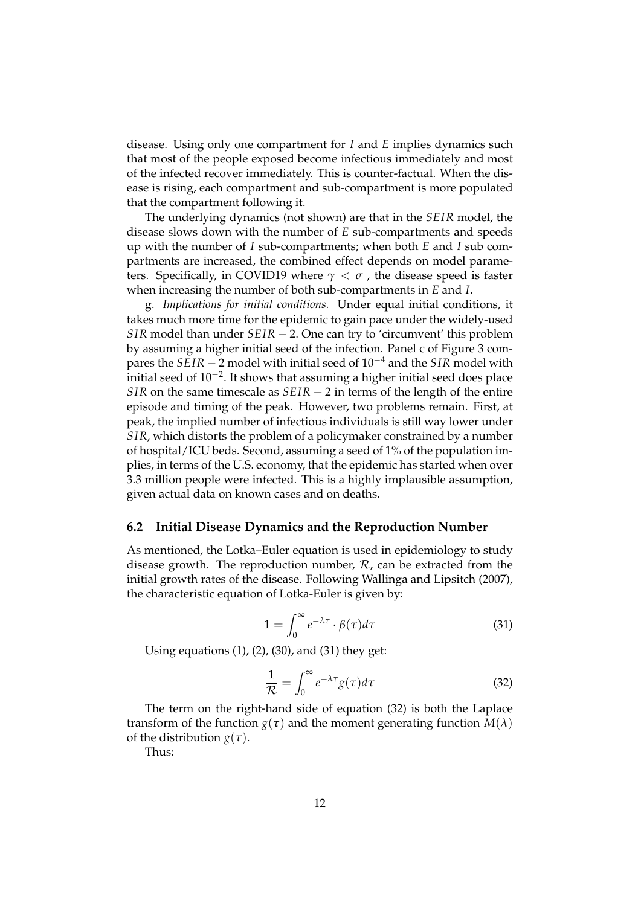disease. Using only one compartment for $I$ and $E$ implies dynamics such that most of the people exposed become infectious immediately and most of the infected recover immediately. This is counter-factual. When the disease is rising, each compartment and sub-compartment is more populated that the compartment following it.

The underlying dynamics (not shown) are that in the $SEIR$ model, the disease slows down with the number of $E$ sub-compartments and speeds up with the number of $I$ sub-compartments; when both $E$ and $I$ sub compartments are increased, the combined effect depends on model parameters. Specifically, in COVID19 where $\gamma < \sigma$ , the disease speed is faster when increasing the number of both sub-compartments in $E$ and $I$.

g. *Implications for initial conditions.* Under equal initial conditions, it takes much more time for the epidemic to gain pace under the widely-used $SIR$ model than under $SEIR-2$. One can try to 'circumvent' this problem by assuming a higher initial seed of the infection. Panel c of Figure 3 compares the $SEIR-2$ model with initial seed of $10^{-4}$ and the $SIR$ model with initial seed of $10^{-2}$. It shows that assuming a higher initial seed does place $SIR$ on the same timescale as $SEIR-2$ in terms of the length of the entire episode and timing of the peak. However, two problems remain. First, at peak, the implied number of infectious individuals is still way lower under $SIR$, which distorts the problem of a policymaker constrained by a number of hospital/ICU beds. Second, assuming a seed of 1% of the population implies, in terms of the U.S. economy, that the epidemic has started when over 3.3 million people were infected. This is a highly implausible assumption, given actual data on known cases and on deaths.

### 6.2 Initial Disease Dynamics and the Reproduction Number

As mentioned, the Lotka–Euler equation is used in epidemiology to study disease growth. The reproduction number, $\mathcal{R}$, can be extracted from the initial growth rates of the disease. Following Wallinga and Lipsitch (2007), the characteristic equation of Lotka-Euler is given by:

$$1 = \int_0^\infty e^{-\lambda\tau} \cdot \beta(\tau) d\tau \tag{31}$$

Using equations (1), (2), (30), and (31) they get:

$$\frac{1}{\mathcal{R}} = \int_0^\infty e^{-\lambda\tau} g(\tau) d\tau \tag{32}$$

The term on the right-hand side of equation (32) is both the Laplace transform of the function $g(\tau)$ and the moment generating function $M(\lambda)$ of the distribution $g(\tau)$.

Thus: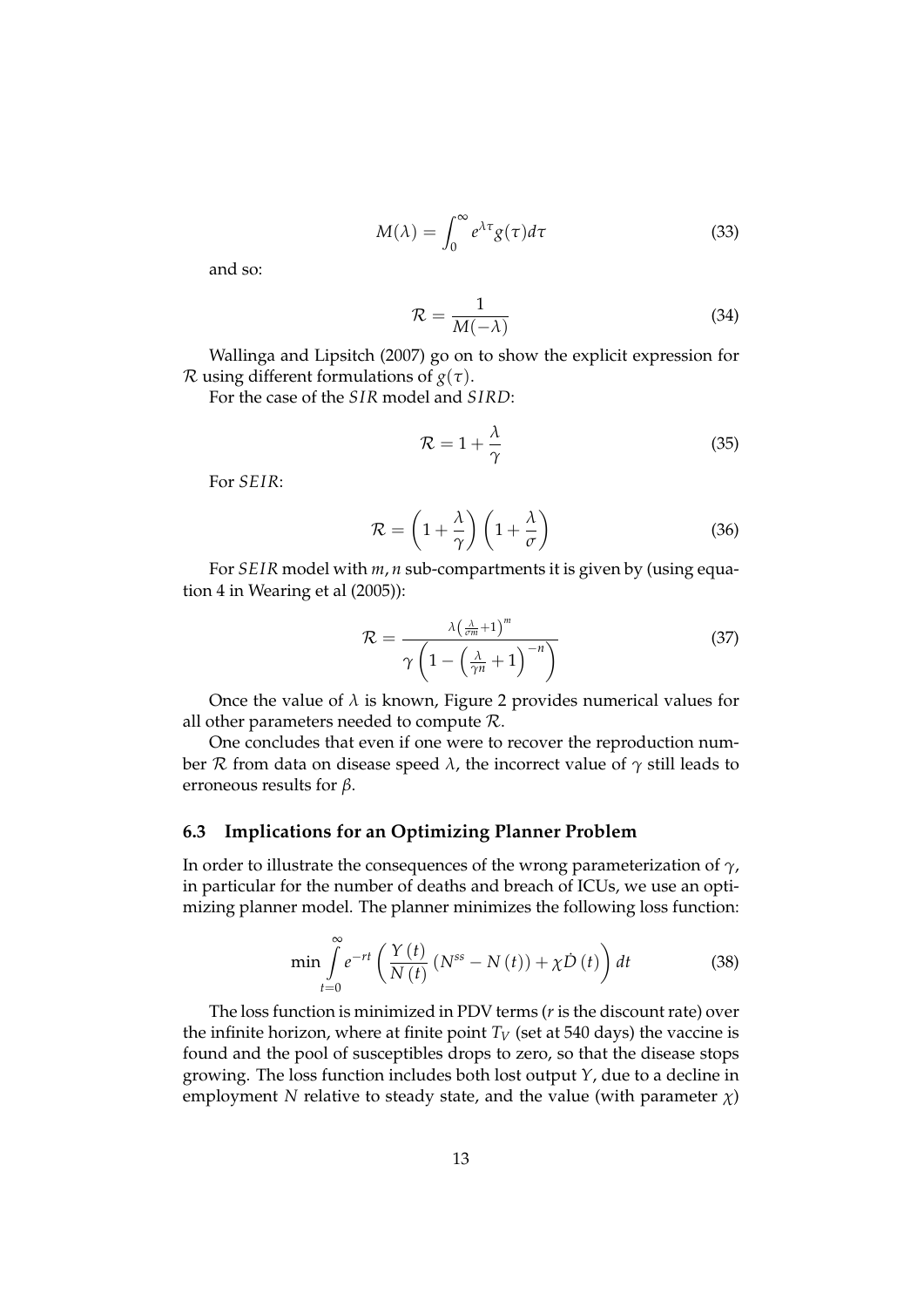$$M(\lambda) = \int_0^\infty e^{\lambda \tau} g(\tau) d\tau \tag{33}$$

and so:

$$\mathcal{R} = \frac{1}{M(-\lambda)} \tag{34}$$

Wallinga and Lipsitch (2007) go on to show the explicit expression for $\mathcal{R}$ using different formulations of $g(\tau)$.

For the case of the *SIR* model and *SIRD*:

$$\mathcal{R} = 1 + \frac{\lambda}{\gamma} \tag{35}$$

For *SEIR*:

$$\mathcal{R} = \left(1 + \frac{\lambda}{\gamma}\right)\left(1 + \frac{\lambda}{\sigma}\right) \tag{36}$$

For *SEIR* model with $m, n$ sub-compartments it is given by (using equation 4 in Wearing et al (2005)):

$$\mathcal{R} = \frac{\lambda\left(\frac{\lambda}{\sigma m}+1\right)^m}{\gamma\left(1 - \left(\frac{\lambda}{\gamma n}+1\right)^{-n}\right)} \tag{37}$$

Once the value of $\lambda$ is known, Figure 2 provides numerical values for all other parameters needed to compute $\mathcal{R}$.

One concludes that even if one were to recover the reproduction number $\mathcal{R}$ from data on disease speed $\lambda$, the incorrect value of $\gamma$ still leads to erroneous results for $\beta$.

### 6.3 Implications for an Optimizing Planner Problem

In order to illustrate the consequences of the wrong parameterization of $\gamma$, in particular for the number of deaths and breach of ICUs, we use an optimizing planner model. The planner minimizes the following loss function:

$$\min \int_{t=0}^{\infty} e^{-rt} \left( \frac{Y(t)}{N(t)} \left(N^{ss} - N(t)\right) + \chi \dot{D}(t) \right) dt \tag{38}$$

The loss function is minimized in PDV terms ($r$ is the discount rate) over the infinite horizon, where at finite point $T_V$ (set at 540 days) the vaccine is found and the pool of susceptibles drops to zero, so that the disease stops growing. The loss function includes both lost output $Y$, due to a decline in employment $N$ relative to steady state, and the value (with parameter $\chi$)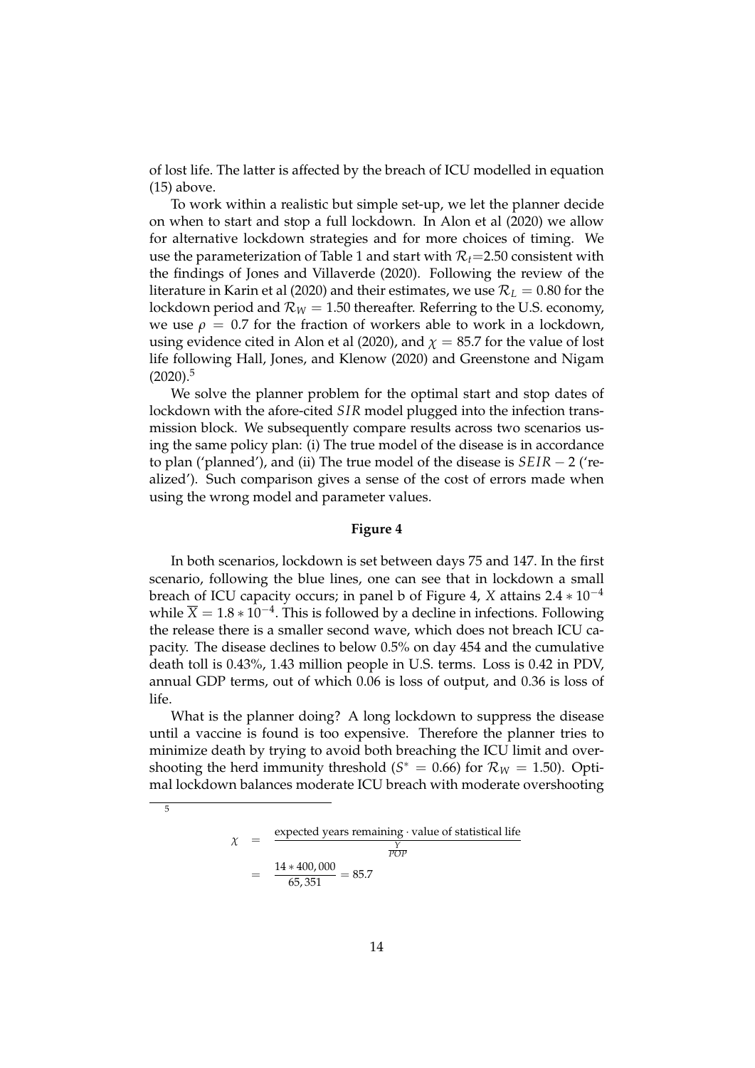of lost life. The latter is affected by the breach of ICU modelled in equation (15) above.

To work within a realistic but simple set-up, we let the planner decide on when to start and stop a full lockdown. In Alon et al (2020) we allow for alternative lockdown strategies and for more choices of timing. We use the parameterization of Table 1 and start with $\mathcal{R}_t$=2.50 consistent with the findings of Jones and Villaverde (2020). Following the review of the literature in Karin et al (2020) and their estimates, we use $\mathcal{R}_L = 0.80$ for the lockdown period and $\mathcal{R}_W = 1.50$ thereafter. Referring to the U.S. economy, we use $\rho = 0.7$ for the fraction of workers able to work in a lockdown, using evidence cited in Alon et al (2020), and $\chi = 85.7$ for the value of lost life following Hall, Jones, and Klenow (2020) and Greenstone and Nigam (2020).[5]

We solve the planner problem for the optimal start and stop dates of lockdown with the afore-cited *SIR* model plugged into the infection transmission block. We subsequently compare results across two scenarios using the same policy plan: (i) The true model of the disease is in accordance to plan ('planned'), and (ii) The true model of the disease is $SEIR-2$ ('realized'). Such comparison gives a sense of the cost of errors made when using the wrong model and parameter values.

**Figure 4**

In both scenarios, lockdown is set between days 75 and 147. In the first scenario, following the blue lines, one can see that in lockdown a small breach of ICU capacity occurs; in panel b of Figure 4, $X$ attains $2.4 * 10^{-4}$ while $\overline{X} = 1.8 * 10^{-4}$. This is followed by a decline in infections. Following the release there is a smaller second wave, which does not breach ICU capacity. The disease declines to below 0.5% on day 454 and the cumulative death toll is 0.43%, 1.43 million people in U.S. terms. Loss is 0.42 in PDV, annual GDP terms, out of which 0.06 is loss of output, and 0.36 is loss of life.

What is the planner doing? A long lockdown to suppress the disease until a vaccine is found is too expensive. Therefore the planner tries to minimize death by trying to avoid both breaching the ICU limit and overshooting the herd immunity threshold ($S^* = 0.66$) for $\mathcal{R}_W = 1.50$). Optimal lockdown balances moderate ICU breach with moderate overshooting

---

[5]

$$
\begin{aligned}
\chi &= \frac{\text{expected years remaining} \cdot \text{value of statistical life}}{\frac{Y}{POP}} \\
&= \frac{14 * 400,000}{65,351} = 85.7
\end{aligned}
$$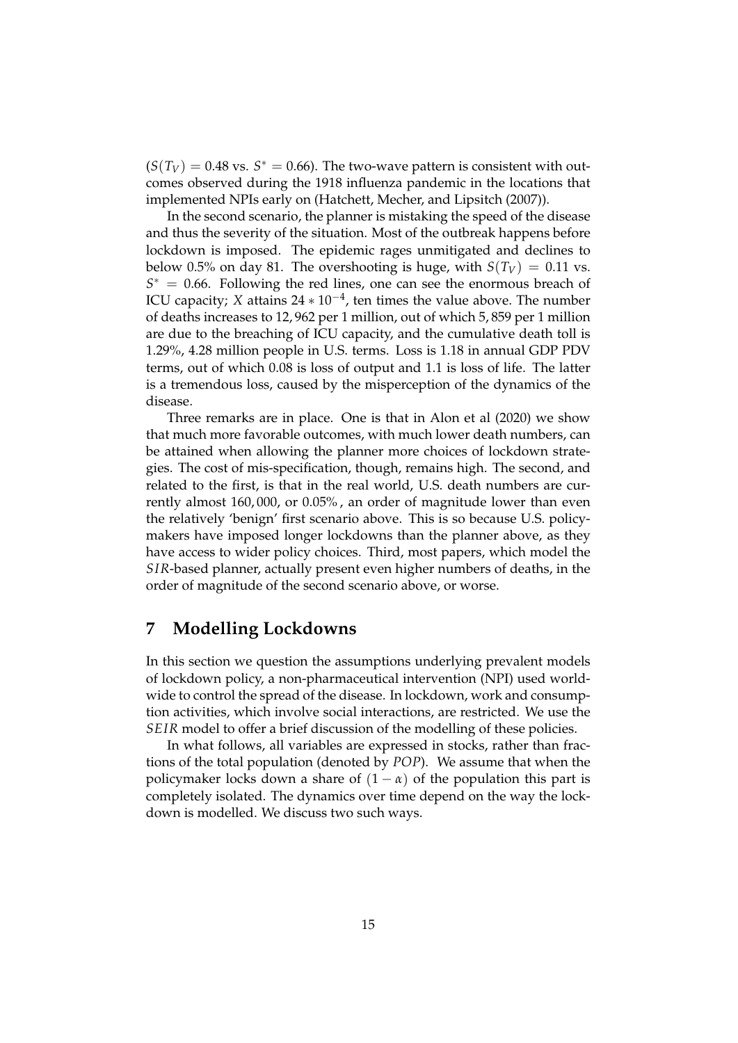($S(T_V) = 0.48$ vs. $S^* = 0.66$). The two-wave pattern is consistent with outcomes observed during the 1918 influenza pandemic in the locations that implemented NPIs early on (Hatchett, Mecher, and Lipsitch (2007)).

In the second scenario, the planner is mistaking the speed of the disease and thus the severity of the situation. Most of the outbreak happens before lockdown is imposed. The epidemic rages unmitigated and declines to below 0.5% on day 81. The overshooting is huge, with $S(T_V) = 0.11$ vs. $S^* = 0.66$. Following the red lines, one can see the enormous breach of ICU capacity; $X$ attains $24 * 10^{-4}$, ten times the value above. The number of deaths increases to 12,962 per 1 million, out of which 5,859 per 1 million are due to the breaching of ICU capacity, and the cumulative death toll is 1.29%, 4.28 million people in U.S. terms. Loss is 1.18 in annual GDP PDV terms, out of which 0.08 is loss of output and 1.1 is loss of life. The latter is a tremendous loss, caused by the misperception of the dynamics of the disease.

Three remarks are in place. One is that in Alon et al (2020) we show that much more favorable outcomes, with much lower death numbers, can be attained when allowing the planner more choices of lockdown strategies. The cost of mis-specification, though, remains high. The second, and related to the first, is that in the real world, U.S. death numbers are currently almost 160,000, or 0.05% , an order of magnitude lower than even the relatively 'benign' first scenario above. This is so because U.S. policymakers have imposed longer lockdowns than the planner above, as they have access to wider policy choices. Third, most papers, which model the $SIR$-based planner, actually present even higher numbers of deaths, in the order of magnitude of the second scenario above, or worse.

# 7 Modelling Lockdowns

In this section we question the assumptions underlying prevalent models of lockdown policy, a non-pharmaceutical intervention (NPI) used worldwide to control the spread of the disease. In lockdown, work and consumption activities, which involve social interactions, are restricted. We use the $SEIR$ model to offer a brief discussion of the modelling of these policies.

In what follows, all variables are expressed in stocks, rather than fractions of the total population (denoted by $POP$). We assume that when the policymaker locks down a share of $(1 - \alpha)$ of the population this part is completely isolated. The dynamics over time depend on the way the lockdown is modelled. We discuss two such ways.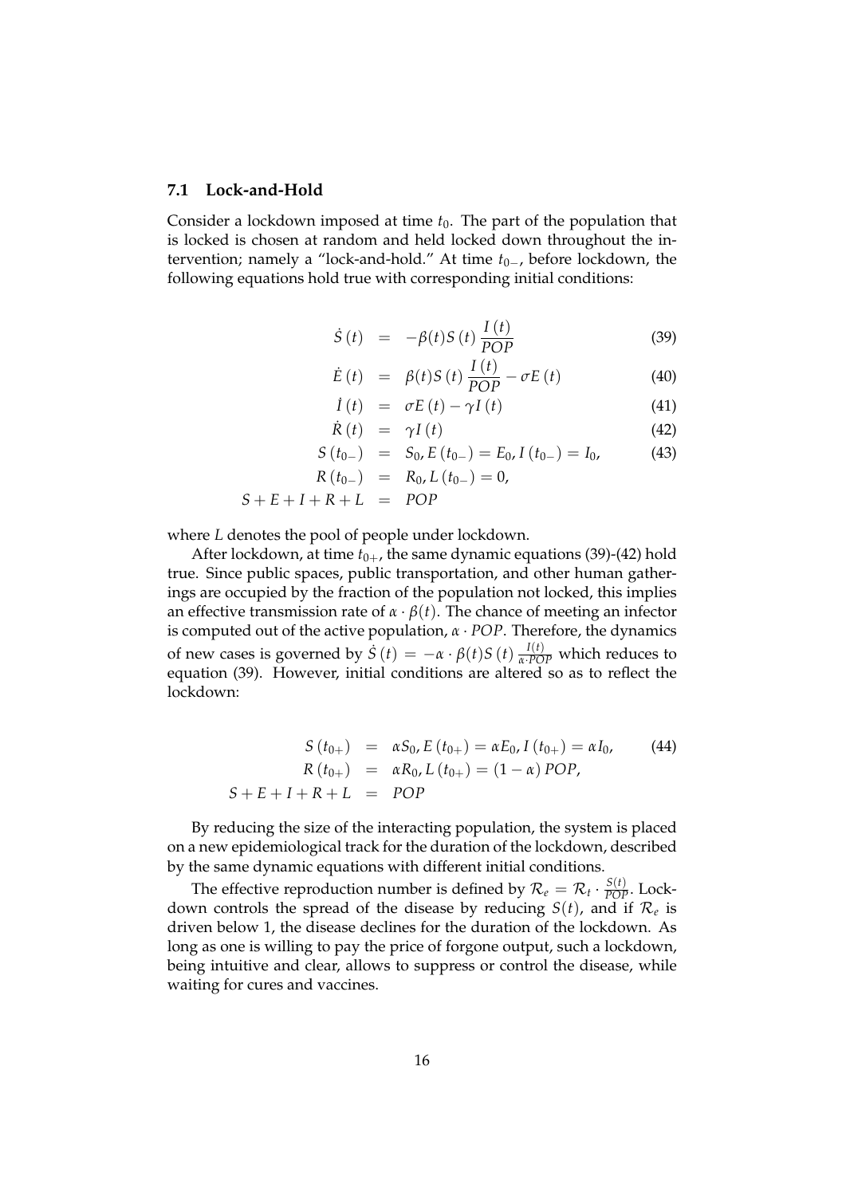### 7.1 Lock-and-Hold

Consider a lockdown imposed at time $t_0$. The part of the population that is locked is chosen at random and held locked down throughout the intervention; namely a "lock-and-hold." At time $t_{0-}$, before lockdown, the following equations hold true with corresponding initial conditions:

$$
\begin{aligned}
\dot{S}(t) &= -\beta(t)S(t)\frac{I(t)}{POP} && (39)\\
\dot{E}(t) &= \beta(t)S(t)\frac{I(t)}{POP} - \sigma E(t) && (40)\\
\dot{I}(t) &= \sigma E(t) - \gamma I(t) && (41)\\
\dot{R}(t) &= \gamma I(t) && (42)\\
S(t_{0-}) &= S_0, E(t_{0-}) = E_0, I(t_{0-}) = I_0, && (43)\\
R(t_{0-}) &= R_0, L(t_{0-}) = 0, &&\\
S + E + I + R + L &= POP &&
\end{aligned}
$$

where $L$ denotes the pool of people under lockdown.

After lockdown, at time $t_{0+}$, the same dynamic equations (39)-(42) hold true. Since public spaces, public transportation, and other human gatherings are occupied by the fraction of the population not locked, this implies an effective transmission rate of $\alpha \cdot \beta(t)$. The chance of meeting an infector is computed out of the active population, $\alpha \cdot POP$. Therefore, the dynamics of new cases is governed by $\dot{S}(t) = -\alpha \cdot \beta(t)S(t)\frac{I(t)}{\alpha \cdot POP}$ which reduces to equation (39). However, initial conditions are altered so as to reflect the lockdown:

$$
\begin{aligned}
S(t_{0+}) &= \alpha S_0, E(t_{0+}) = \alpha E_0, I(t_{0+}) = \alpha I_0, && (44)\\
R(t_{0+}) &= \alpha R_0, L(t_{0+}) = (1-\alpha) POP, &&\\
S + E + I + R + L &= POP &&
\end{aligned}
$$

By reducing the size of the interacting population, the system is placed on a new epidemiological track for the duration of the lockdown, described by the same dynamic equations with different initial conditions.

The effective reproduction number is defined by $\mathcal{R}_e = \mathcal{R}_t \cdot \frac{S(t)}{POP}$. Lockdown controls the spread of the disease by reducing $S(t)$, and if $\mathcal{R}_e$ is driven below 1, the disease declines for the duration of the lockdown. As long as one is willing to pay the price of forgone output, such a lockdown, being intuitive and clear, allows to suppress or control the disease, while waiting for cures and vaccines.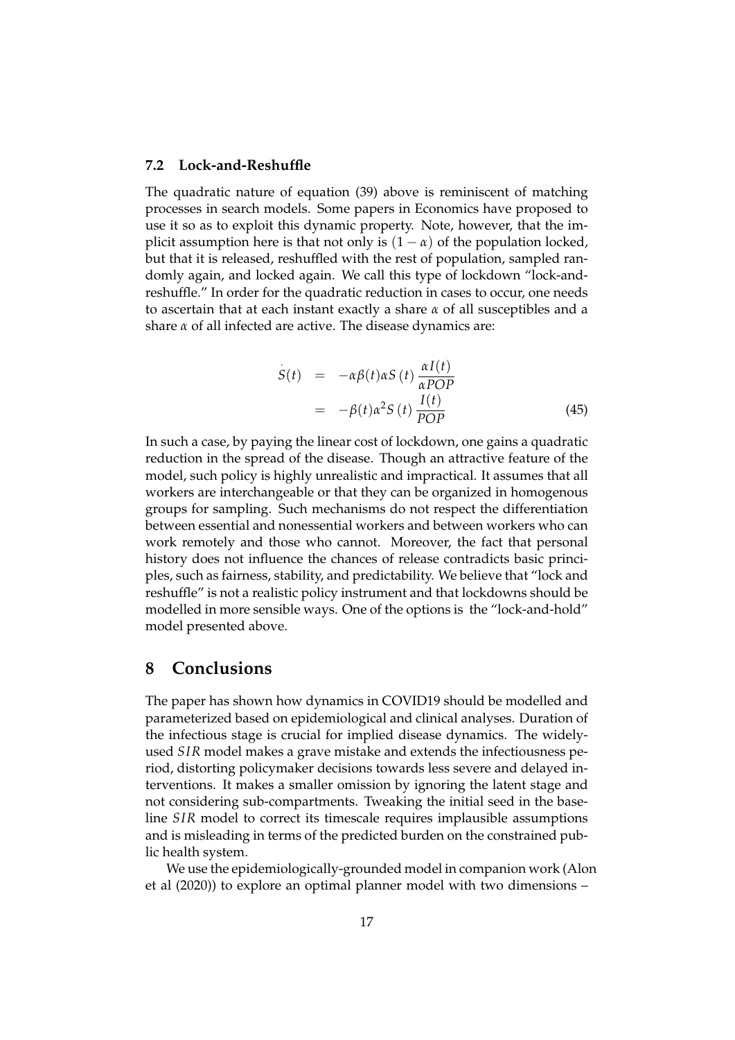### 7.2 Lock-and-Reshuffle

The quadratic nature of equation (39) above is reminiscent of matching processes in search models. Some papers in Economics have proposed to use it so as to exploit this dynamic property. Note, however, that the implicit assumption here is that not only is $(1-\alpha)$ of the population locked, but that it is released, reshuffled with the rest of population, sampled randomly again, and locked again. We call this type of lockdown "lock-and-reshuffle." In order for the quadratic reduction in cases to occur, one needs to ascertain that at each instant exactly a share $\alpha$ of all susceptibles and a share $\alpha$ of all infected are active. The disease dynamics are:

$$\begin{aligned}\dot{S}(t) &= -\alpha\beta(t)\alpha S(t)\,\frac{\alpha I(t)}{\alpha POP} \\ &= -\beta(t)\alpha^2 S(t)\,\frac{I(t)}{POP} \qquad (45)\end{aligned}$$

In such a case, by paying the linear cost of lockdown, one gains a quadratic reduction in the spread of the disease. Though an attractive feature of the model, such policy is highly unrealistic and impractical. It assumes that all workers are interchangeable or that they can be organized in homogenous groups for sampling. Such mechanisms do not respect the differentiation between essential and nonessential workers and between workers who can work remotely and those who cannot. Moreover, the fact that personal history does not influence the chances of release contradicts basic principles, such as fairness, stability, and predictability. We believe that "lock and reshuffle" is not a realistic policy instrument and that lockdowns should be modelled in more sensible ways. One of the options is the "lock-and-hold" model presented above.

# 8 Conclusions

The paper has shown how dynamics in COVID19 should be modelled and parameterized based on epidemiological and clinical analyses. Duration of the infectious stage is crucial for implied disease dynamics. The widely-used *SIR* model makes a grave mistake and extends the infectiousness period, distorting policymaker decisions towards less severe and delayed interventions. It makes a smaller omission by ignoring the latent stage and not considering sub-compartments. Tweaking the initial seed in the baseline *SIR* model to correct its timescale requires implausible assumptions and is misleading in terms of the predicted burden on the constrained public health system.

We use the epidemiologically-grounded model in companion work (Alon et al (2020)) to explore an optimal planner model with two dimensions –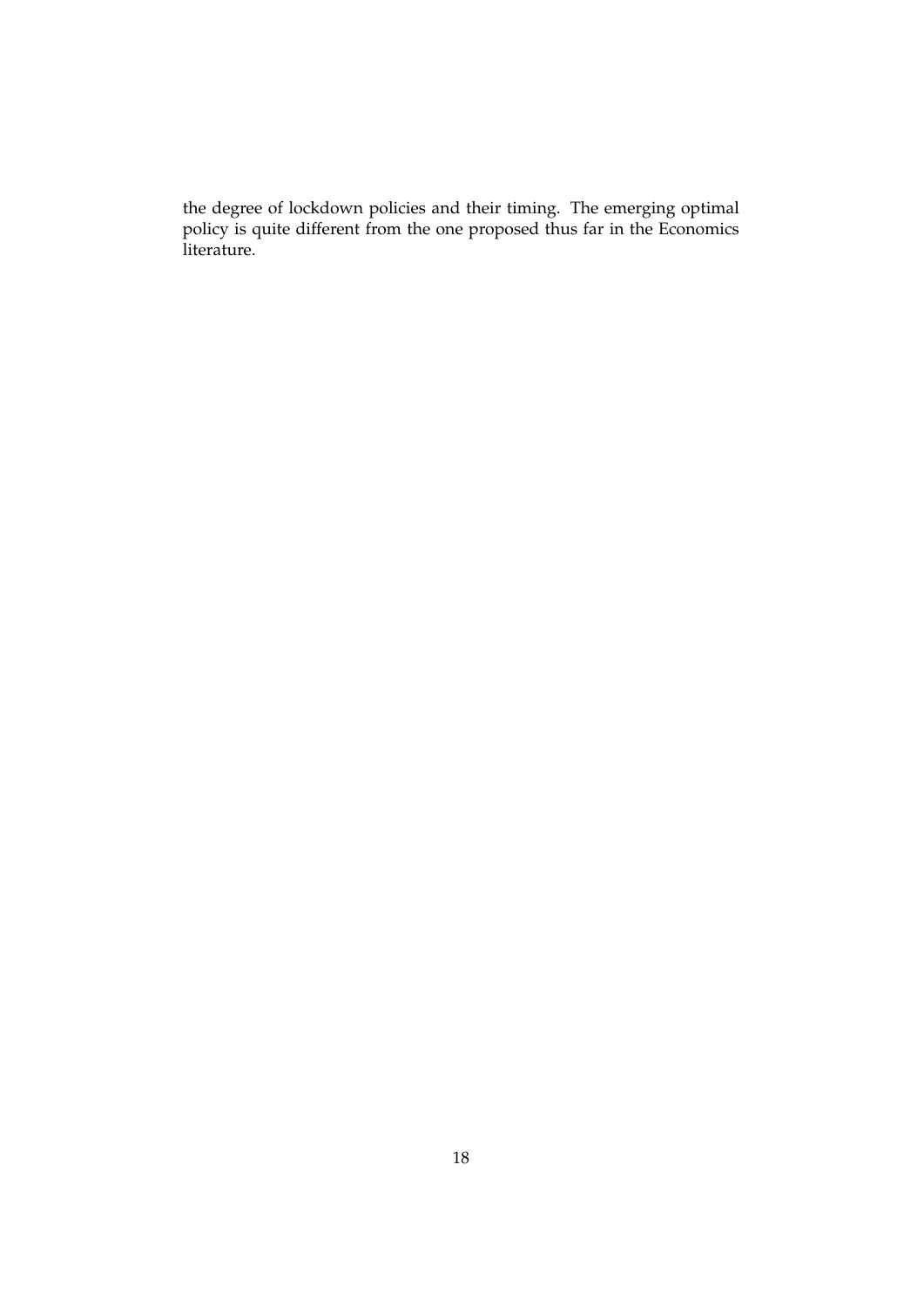the degree of lockdown policies and their timing. The emerging optimal policy is quite different from the one proposed thus far in the Economics literature.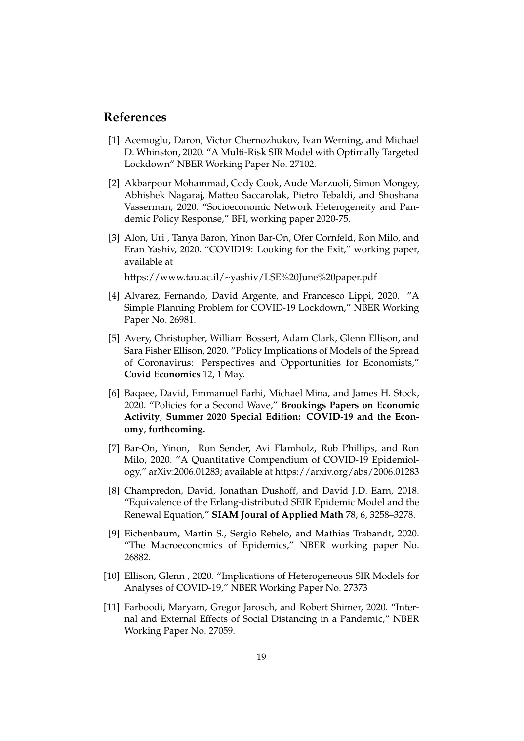## References

[1] Acemoglu, Daron, Victor Chernozhukov, Ivan Werning, and Michael D. Whinston, 2020. “A Multi-Risk SIR Model with Optimally Targeted Lockdown” NBER Working Paper No. 27102.

[2] Akbarpour Mohammad, Cody Cook, Aude Marzuoli, Simon Mongey, Abhishek Nagaraj, Matteo Saccarolak, Pietro Tebaldi, and Shoshana Vasserman, 2020. “Socioeconomic Network Heterogeneity and Pandemic Policy Response,” BFI, working paper 2020-75.

[3] Alon, Uri , Tanya Baron, Yinon Bar-On, Ofer Cornfeld, Ron Milo, and Eran Yashiv, 2020. “COVID19: Looking for the Exit,” working paper, available at

https://www.tau.ac.il/~yashiv/LSE%20June%20paper.pdf

[4] Alvarez, Fernando, David Argente, and Francesco Lippi, 2020. “A Simple Planning Problem for COVID-19 Lockdown,” NBER Working Paper No. 26981.

[5] Avery, Christopher, William Bossert, Adam Clark, Glenn Ellison, and Sara Fisher Ellison, 2020. “Policy Implications of Models of the Spread of Coronavirus: Perspectives and Opportunities for Economists,” **Covid Economics** 12, 1 May.

[6] Baqaee, David, Emmanuel Farhi, Michael Mina, and James H. Stock, 2020. “Policies for a Second Wave,” **Brookings Papers on Economic Activity**, **Summer 2020 Special Edition: COVID-19 and the Economy**, **forthcoming.**

[7] Bar-On, Yinon, Ron Sender, Avi Flamholz, Rob Phillips, and Ron Milo, 2020. “A Quantitative Compendium of COVID-19 Epidemiology,” arXiv:2006.01283; available at https://arxiv.org/abs/2006.01283

[8] Champredon, David, Jonathan Dushoff, and David J.D. Earn, 2018. “Equivalence of the Erlang-distributed SEIR Epidemic Model and the Renewal Equation,” **SIAM Joural of Applied Math** 78, 6, 3258–3278.

[9] Eichenbaum, Martin S., Sergio Rebelo, and Mathias Trabandt, 2020. “The Macroeconomics of Epidemics,” NBER working paper No. 26882.

[10] Ellison, Glenn , 2020. “Implications of Heterogeneous SIR Models for Analyses of COVID-19,” NBER Working Paper No. 27373

[11] Farboodi, Maryam, Gregor Jarosch, and Robert Shimer, 2020. “Internal and External Effects of Social Distancing in a Pandemic,” NBER Working Paper No. 27059.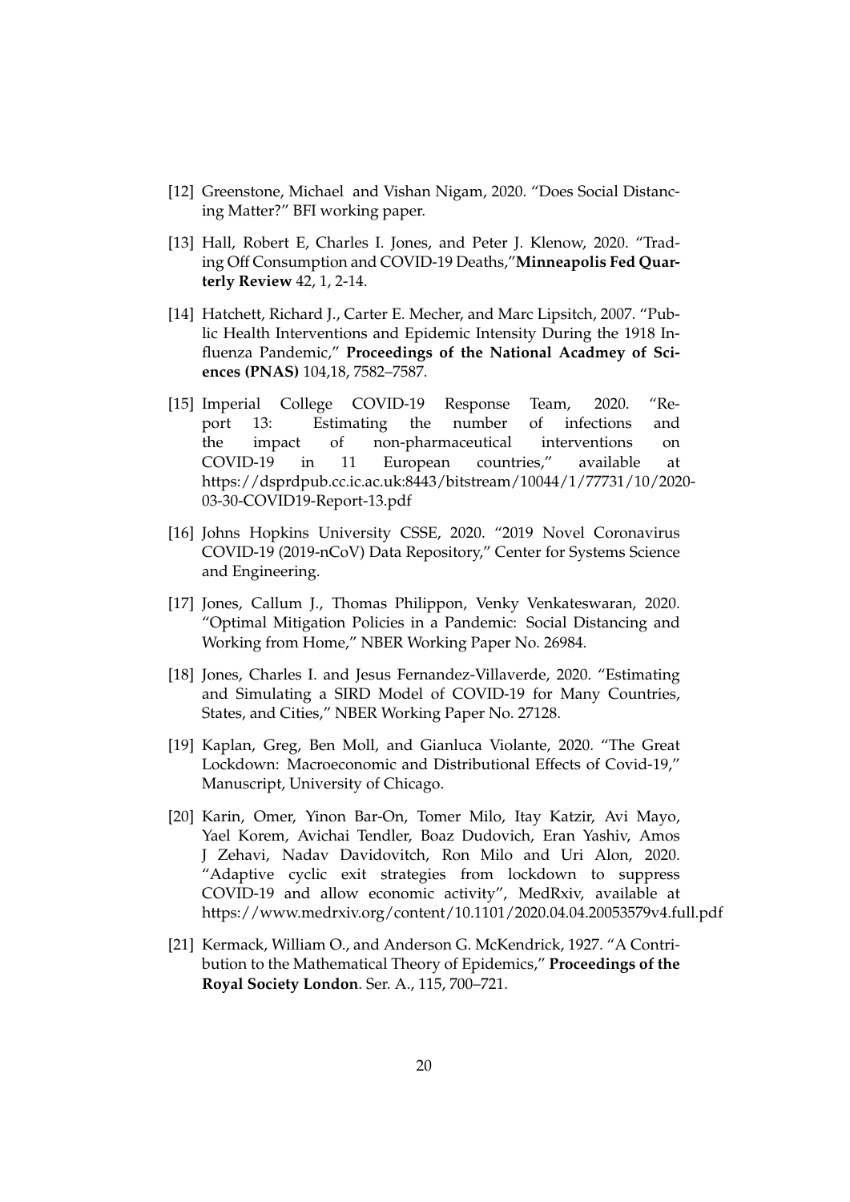[12] Greenstone, Michael and Vishan Nigam, 2020. "Does Social Distancing Matter?" BFI working paper.

[13] Hall, Robert E, Charles I. Jones, and Peter J. Klenow, 2020. "Trading Off Consumption and COVID-19 Deaths,"**Minneapolis Fed Quarterly Review** 42, 1, 2-14.

[14] Hatchett, Richard J., Carter E. Mecher, and Marc Lipsitch, 2007. "Public Health Interventions and Epidemic Intensity During the 1918 Influenza Pandemic," **Proceedings of the National Acadmey of Sciences (PNAS)** 104,18, 7582–7587.

[15] Imperial College COVID-19 Response Team, 2020. "Report 13: Estimating the number of infections and the impact of non-pharmaceutical interventions on COVID-19 in 11 European countries," available at https://dsprdpub.cc.ic.ac.uk:8443/bitstream/10044/1/77731/10/2020-03-30-COVID19-Report-13.pdf

[16] Johns Hopkins University CSSE, 2020. "2019 Novel Coronavirus COVID-19 (2019-nCoV) Data Repository," Center for Systems Science and Engineering.

[17] Jones, Callum J., Thomas Philippon, Venky Venkateswaran, 2020. "Optimal Mitigation Policies in a Pandemic: Social Distancing and Working from Home," NBER Working Paper No. 26984.

[18] Jones, Charles I. and Jesus Fernandez-Villaverde, 2020. "Estimating and Simulating a SIRD Model of COVID-19 for Many Countries, States, and Cities," NBER Working Paper No. 27128.

[19] Kaplan, Greg, Ben Moll, and Gianluca Violante, 2020. "The Great Lockdown: Macroeconomic and Distributional Effects of Covid-19," Manuscript, University of Chicago.

[20] Karin, Omer, Yinon Bar-On, Tomer Milo, Itay Katzir, Avi Mayo, Yael Korem, Avichai Tendler, Boaz Dudovich, Eran Yashiv, Amos J Zehavi, Nadav Davidovitch, Ron Milo and Uri Alon, 2020. "Adaptive cyclic exit strategies from lockdown to suppress COVID-19 and allow economic activity", MedRxiv, available at https://www.medrxiv.org/content/10.1101/2020.04.04.20053579v4.full.pdf

[21] Kermack, William O., and Anderson G. McKendrick, 1927. "A Contribution to the Mathematical Theory of Epidemics," **Proceedings of the Royal Society London**. Ser. A., 115, 700–721.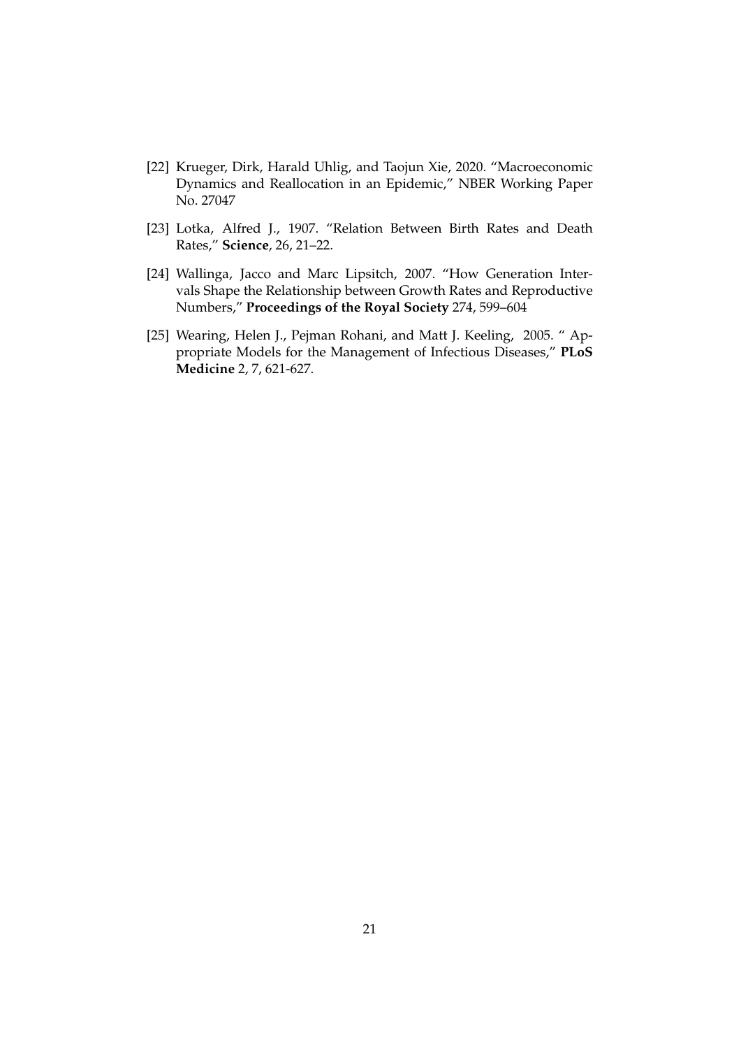[22] Krueger, Dirk, Harald Uhlig, and Taojun Xie, 2020. "Macroeconomic Dynamics and Reallocation in an Epidemic," NBER Working Paper No. 27047

[23] Lotka, Alfred J., 1907. "Relation Between Birth Rates and Death Rates," **Science**, 26, 21–22.

[24] Wallinga, Jacco and Marc Lipsitch, 2007. "How Generation Intervals Shape the Relationship between Growth Rates and Reproductive Numbers," **Proceedings of the Royal Society** 274, 599–604

[25] Wearing, Helen J., Pejman Rohani, and Matt J. Keeling, 2005. " Appropriate Models for the Management of Infectious Diseases," **PLoS Medicine** 2, 7, 621-627.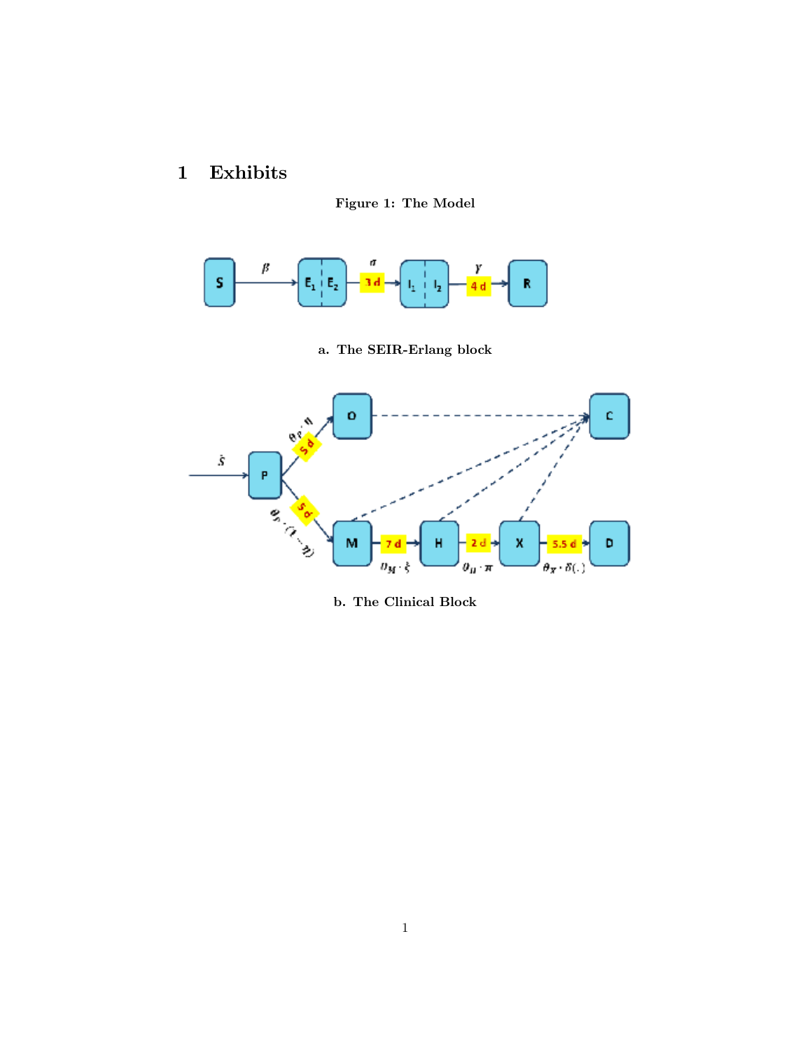# 1 Exhibits

**Figure 1: The Model**

**a. The SEIR-Erlang block**

**b. The Clinical Block**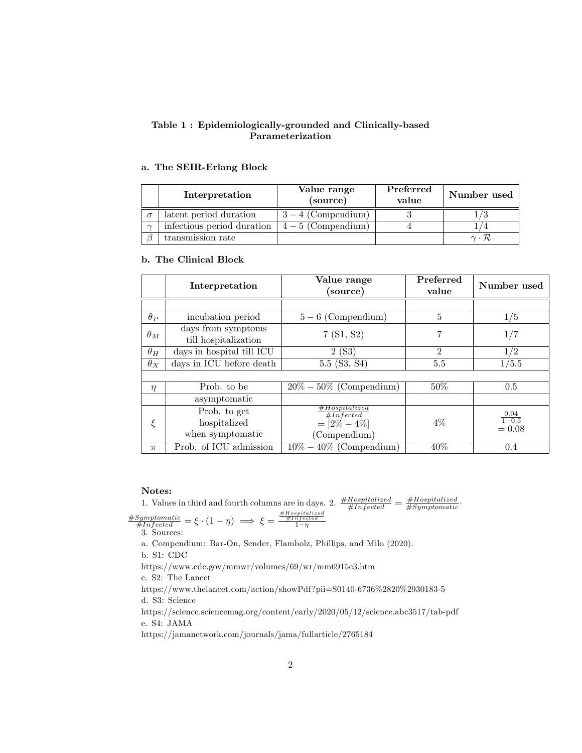### Table 1 : Epidemiologically-grounded and Clinically-based Parameterization

#### a. The SEIR-Erlang Block

| | Interpretation | Value range (source) | Preferred value | Number used |
|---|---|---|---|---|
| $\sigma$ | latent period duration | $3-4$ (Compendium) | 3 | $1/3$ |
| $\gamma$ | infectious period duration | $4-5$ (Compendium) | 4 | $1/4$ |
| $\beta$ | transmission rate | | | $\gamma \cdot \mathcal{R}$ |

#### b. The Clinical Block

| | Interpretation | Value range (source) | Preferred value | Number used |
|---|---|---|---|---|
| | | | | |
| $\theta_P$ | incubation period | $5-6$ (Compendium) | 5 | $1/5$ |
| $\theta_M$ | days from symptoms till hospitalization | 7 (S1, S2) | 7 | $1/7$ |
| $\theta_H$ | days in hospital till ICU | 2 (S3) | 2 | $1/2$ |
| $\theta_X$ | days in ICU before death | 5.5 (S3, S4) | 5.5 | $1/5.5$ |
| | | | | |
| $\eta$ | Prob. to be asymptomatic | $20\% - 50\%$ (Compendium) | 50% | 0.5 |
| $\xi$ | Prob. to get hospitalized when symptomatic | $\frac{\#Hospitalized}{\#Infected} = [2\% - 4\%]$ (Compendium) | 4% | $\frac{0.04}{1-0.5} = 0.08$ |
| $\pi$ | Prob. of ICU admission | $10\% - 40\%$ (Compendium) | 40% | 0.4 |

**Notes:**

1. Values in third and fourth columns are in days. 2. $\frac{\#Hospitalized}{\#Infected} = \frac{\#Hospitalized}{\#Symptomatic} \cdot \frac{\#Symptomatic}{\#Infected} = \xi \cdot (1-\eta) \implies \xi = \frac{\frac{\#Hospitalized}{\#Infected}}{1-\eta}$

3. Sources:

a. Compendium: Bar-On, Sender, Flamholz, Phillips, and Milo (2020).

b. S1: CDC

https://www.cdc.gov/mmwr/volumes/69/wr/mm6915e3.htm

c. S2: The Lancet

https://www.thelancet.com/action/showPdf?pii=S0140-6736%2820%2930183-5

d. S3: Science

https://science.sciencemag.org/content/early/2020/05/12/science.abc3517/tab-pdf

e. S4: JAMA

https://jamanetwork.com/journals/jama/fullarticle/2765184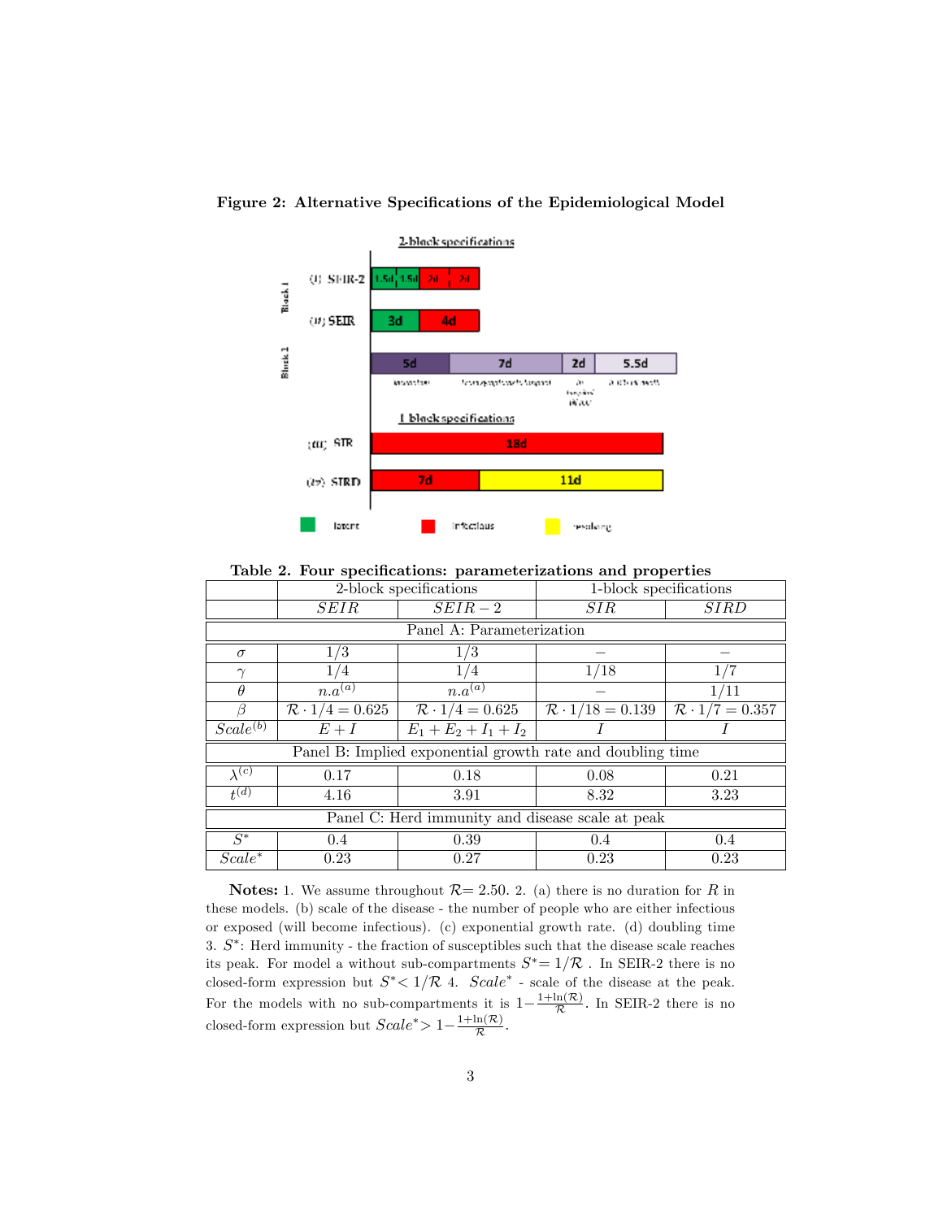**Figure 2: Alternative Specifications of the Epidemiological Model**

**Table 2. Four specifications: parameterizations and properties**

| | 2-block specifications | | 1-block specifications | |
|---|---|---|---|---|
| | $SEIR$ | $SEIR-2$ | $SIR$ | $SIRD$ |
| **Panel A: Parameterization** | | | | |
| $\sigma$ | 1/3 | 1/3 | – | – |
| $\gamma$ | 1/4 | 1/4 | 1/18 | 1/7 |
| $\theta$ | $n.a^{(a)}$ | $n.a^{(a)}$ | – | 1/11 |
| $\beta$ | $\mathcal{R} \cdot 1/4 = 0.625$ | $\mathcal{R} \cdot 1/4 = 0.625$ | $\mathcal{R} \cdot 1/18 = 0.139$ | $\mathcal{R} \cdot 1/7 = 0.357$ |
| $Scale^{(b)}$ | $E + I$ | $E_1 + E_2 + I_1 + I_2$ | $I$ | $I$ |
| **Panel B: Implied exponential growth rate and doubling time** | | | | |
| $\lambda^{(c)}$ | 0.17 | 0.18 | 0.08 | 0.21 |
| $t^{(d)}$ | 4.16 | 3.91 | 8.32 | 3.23 |
| **Panel C: Herd immunity and disease scale at peak** | | | | |
| $S^*$ | 0.4 | 0.39 | 0.4 | 0.4 |
| $Scale^*$ | 0.23 | 0.27 | 0.23 | 0.23 |

**Notes:** 1. We assume throughout $\mathcal{R}$= 2.50. 2. (a) there is no duration for $R$ in these models. (b) scale of the disease - the number of people who are either infectious or exposed (will become infectious). (c) exponential growth rate. (d) doubling time 3. $S^*$: Herd immunity - the fraction of susceptibles such that the disease scale reaches its peak. For model a without sub-compartments $S^* = 1/\mathcal{R}$ . In SEIR-2 there is no closed-form expression but $S^* < 1/\mathcal{R}$ 4. $Scale^*$ - scale of the disease at the peak. For the models with no sub-compartments it is $1 - \frac{1+\ln(\mathcal{R})}{\mathcal{R}}$. In SEIR-2 there is no closed-form expression but $Scale^* > 1 - \frac{1+\ln(\mathcal{R})}{\mathcal{R}}$.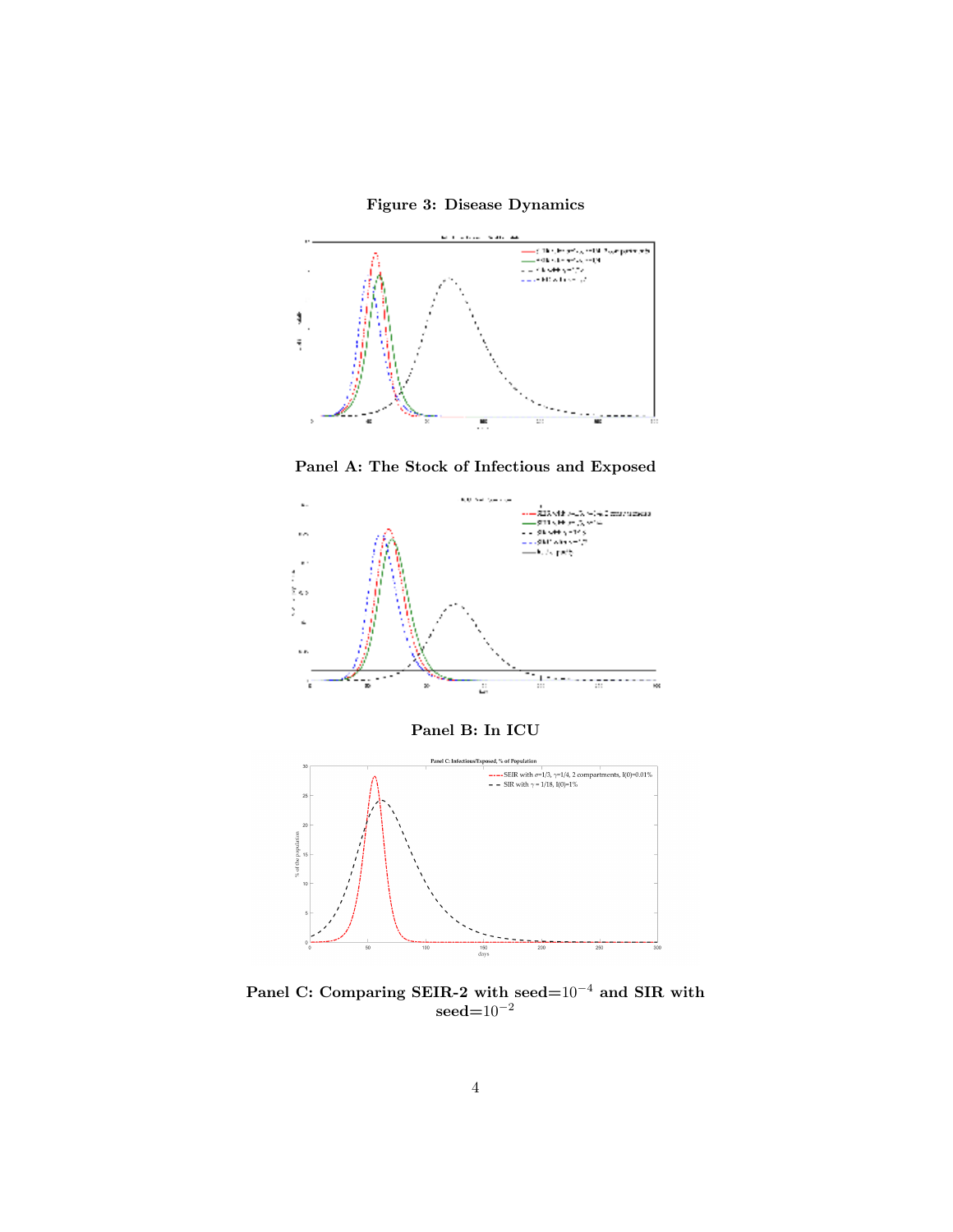**Figure 3: Disease Dynamics**

**Panel A: The Stock of Infectious and Exposed**

**Panel B: In ICU**

**Panel C: Comparing SEIR-2 with seed=$10^{-4}$ and SIR with seed=$10^{-2}$**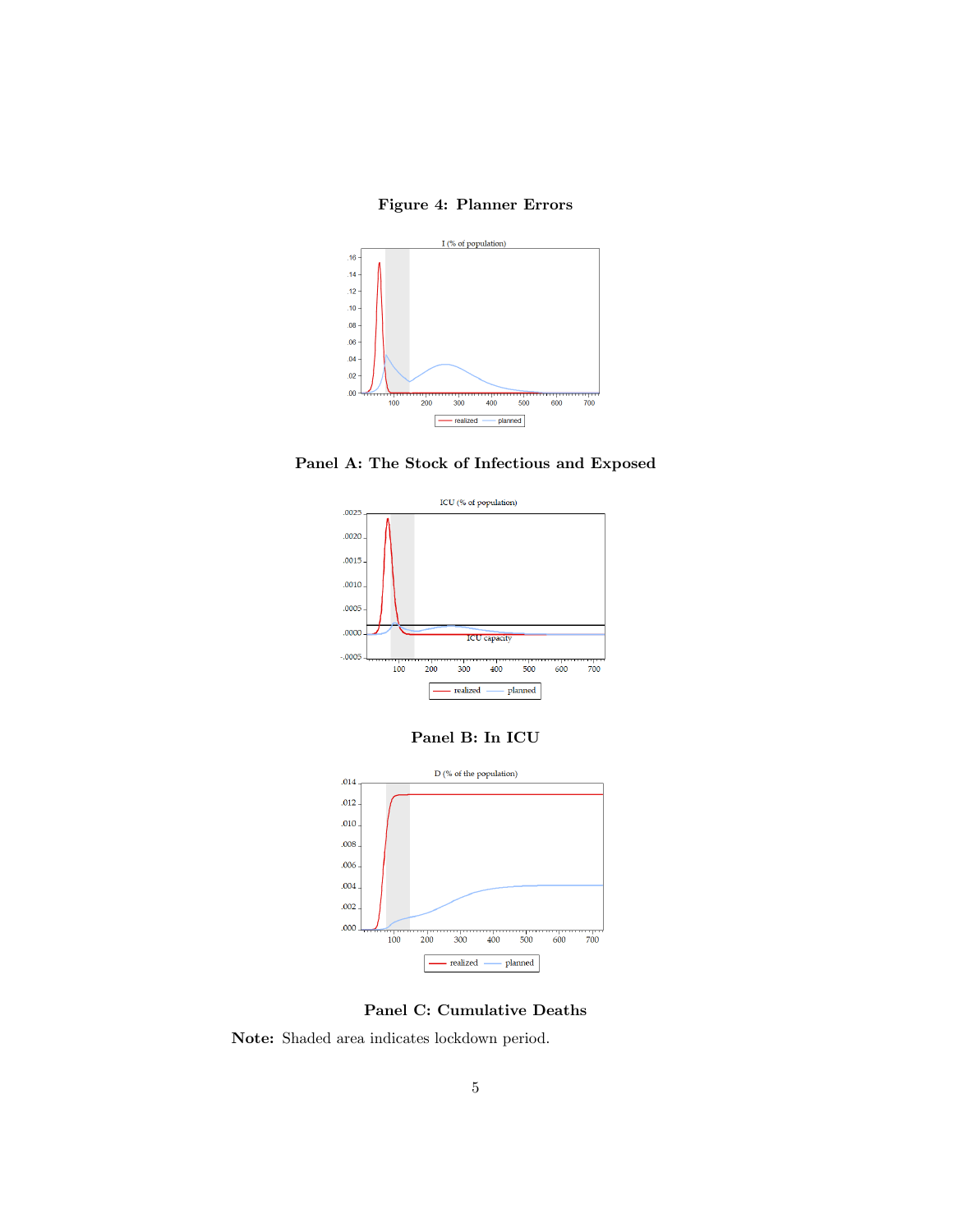**Figure 4: Planner Errors**

I (% of population)

.16
.14
.12
.10
.08
.06
.04
.02
.00

100 200 300 400 500 600 700

realized planned

**Panel A: The Stock of Infectious and Exposed**

ICU (% of population)

.0025
.0020
.0015
.0010
.0005
.0000
-.0005

ICU capacity

100 200 300 400 500 600 700

realized planned

**Panel B: In ICU**

D (% of the population)

.014
.012
.010
.008
.006
.004
.002
.000

100 200 300 400 500 600 700

realized planned

**Panel C: Cumulative Deaths**

**Note:** Shaded area indicates lockdown period.